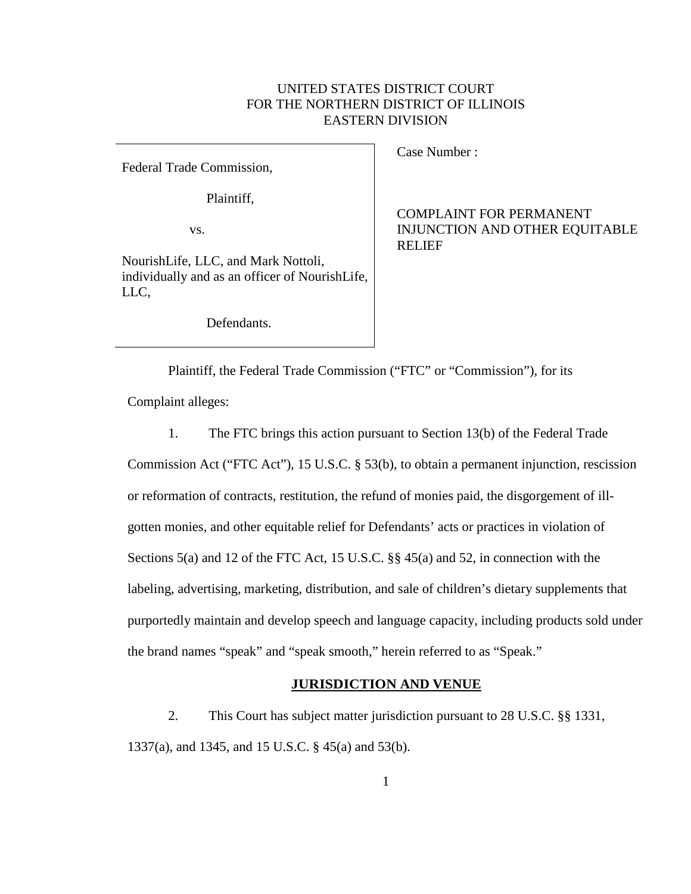UNITED STATES DISTRICT COURT
FOR THE NORTHERN DISTRICT OF ILLINOIS
EASTERN DIVISION

| | |
|---|---|
| Federal Trade Commission,<br><br>Plaintiff,<br><br>vs.<br><br>NourishLife, LLC, and Mark Nottoli, individually and as an officer of NourishLife, LLC,<br><br>Defendants. | Case Number :<br><br>COMPLAINT FOR PERMANENT INJUNCTION AND OTHER EQUITABLE RELIEF |

Plaintiff, the Federal Trade Commission ("FTC" or "Commission"), for its Complaint alleges:

1. The FTC brings this action pursuant to Section 13(b) of the Federal Trade Commission Act ("FTC Act"), 15 U.S.C. § 53(b), to obtain a permanent injunction, rescission or reformation of contracts, restitution, the refund of monies paid, the disgorgement of ill-gotten monies, and other equitable relief for Defendants' acts or practices in violation of Sections 5(a) and 12 of the FTC Act, 15 U.S.C. §§ 45(a) and 52, in connection with the labeling, advertising, marketing, distribution, and sale of children's dietary supplements that purportedly maintain and develop speech and language capacity, including products sold under the brand names "speak" and "speak smooth," herein referred to as "Speak."

## JURISDICTION AND VENUE

2. This Court has subject matter jurisdiction pursuant to 28 U.S.C. §§ 1331, 1337(a), and 1345, and 15 U.S.C. § 45(a) and 53(b).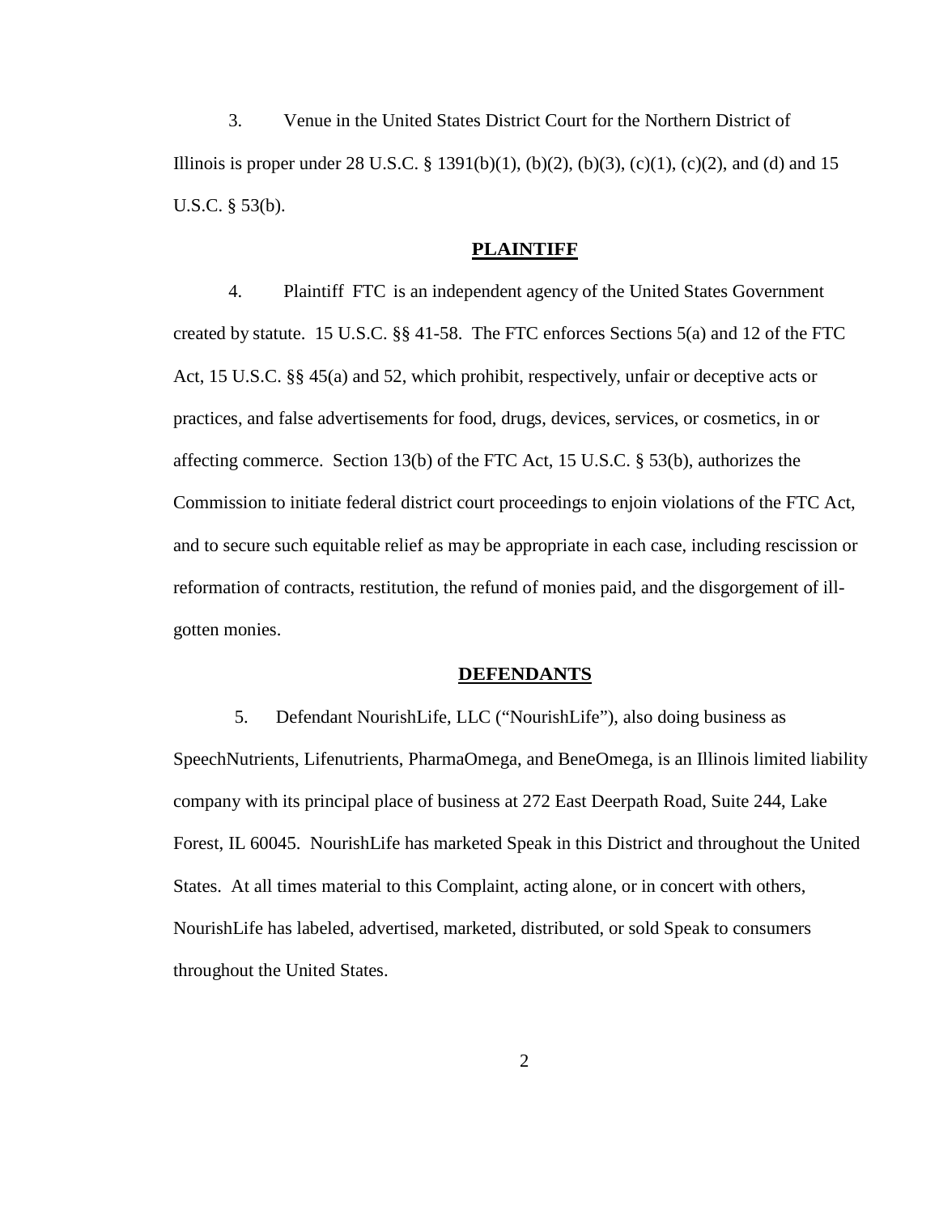3. Venue in the United States District Court for the Northern District of Illinois is proper under 28 U.S.C. § 1391(b)(1), (b)(2), (b)(3), (c)(1), (c)(2), and (d) and 15 U.S.C. § 53(b).

## PLAINTIFF

4. Plaintiff FTC is an independent agency of the United States Government created by statute. 15 U.S.C. §§ 41-58. The FTC enforces Sections 5(a) and 12 of the FTC Act, 15 U.S.C. §§ 45(a) and 52, which prohibit, respectively, unfair or deceptive acts or practices, and false advertisements for food, drugs, devices, services, or cosmetics, in or affecting commerce. Section 13(b) of the FTC Act, 15 U.S.C. § 53(b), authorizes the Commission to initiate federal district court proceedings to enjoin violations of the FTC Act, and to secure such equitable relief as may be appropriate in each case, including rescission or reformation of contracts, restitution, the refund of monies paid, and the disgorgement of ill-gotten monies.

## DEFENDANTS

5. Defendant NourishLife, LLC ("NourishLife"), also doing business as SpeechNutrients, Lifenutrients, PharmaOmega, and BeneOmega, is an Illinois limited liability company with its principal place of business at 272 East Deerpath Road, Suite 244, Lake Forest, IL 60045. NourishLife has marketed Speak in this District and throughout the United States. At all times material to this Complaint, acting alone, or in concert with others, NourishLife has labeled, advertised, marketed, distributed, or sold Speak to consumers throughout the United States.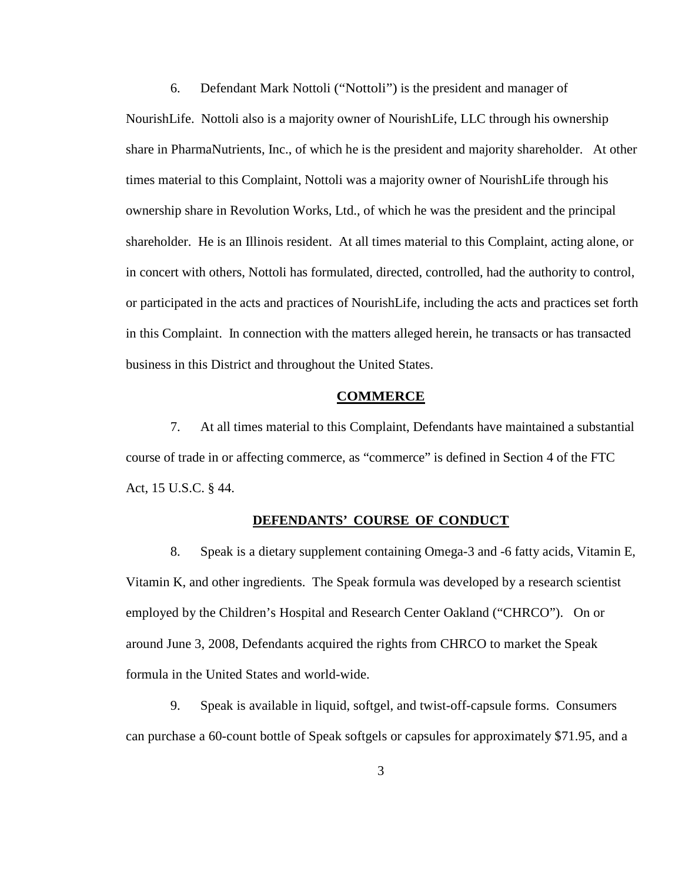6. Defendant Mark Nottoli ("Nottoli") is the president and manager of NourishLife. Nottoli also is a majority owner of NourishLife, LLC through his ownership share in PharmaNutrients, Inc., of which he is the president and majority shareholder. At other times material to this Complaint, Nottoli was a majority owner of NourishLife through his ownership share in Revolution Works, Ltd., of which he was the president and the principal shareholder. He is an Illinois resident. At all times material to this Complaint, acting alone, or in concert with others, Nottoli has formulated, directed, controlled, had the authority to control, or participated in the acts and practices of NourishLife, including the acts and practices set forth in this Complaint. In connection with the matters alleged herein, he transacts or has transacted business in this District and throughout the United States.

## COMMERCE

7. At all times material to this Complaint, Defendants have maintained a substantial course of trade in or affecting commerce, as "commerce" is defined in Section 4 of the FTC Act, 15 U.S.C. § 44.

## DEFENDANTS' COURSE OF CONDUCT

8. Speak is a dietary supplement containing Omega-3 and -6 fatty acids, Vitamin E, Vitamin K, and other ingredients. The Speak formula was developed by a research scientist employed by the Children's Hospital and Research Center Oakland ("CHRCO"). On or around June 3, 2008, Defendants acquired the rights from CHRCO to market the Speak formula in the United States and world-wide.

9. Speak is available in liquid, softgel, and twist-off-capsule forms. Consumers can purchase a 60-count bottle of Speak softgels or capsules for approximately $71.95, and a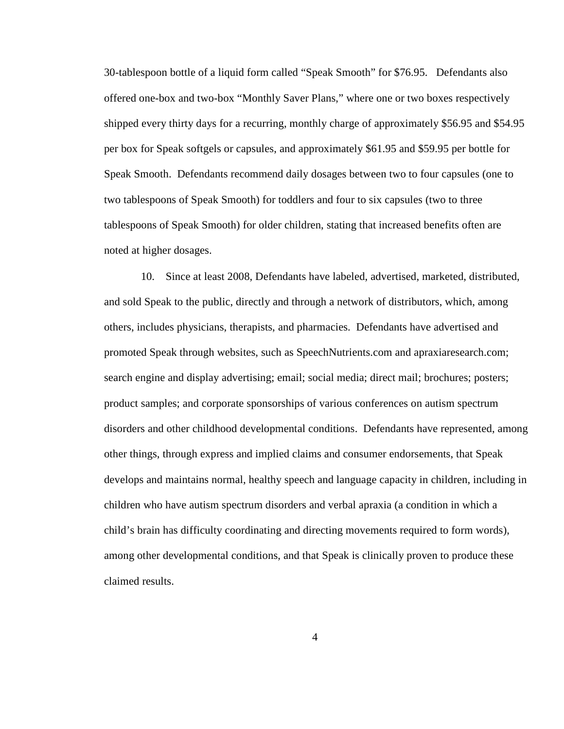30-tablespoon bottle of a liquid form called "Speak Smooth" for $76.95. Defendants also offered one-box and two-box "Monthly Saver Plans," where one or two boxes respectively shipped every thirty days for a recurring, monthly charge of approximately $56.95 and $54.95 per box for Speak softgels or capsules, and approximately $61.95 and $59.95 per bottle for Speak Smooth. Defendants recommend daily dosages between two to four capsules (one to two tablespoons of Speak Smooth) for toddlers and four to six capsules (two to three tablespoons of Speak Smooth) for older children, stating that increased benefits often are noted at higher dosages.

10. Since at least 2008, Defendants have labeled, advertised, marketed, distributed, and sold Speak to the public, directly and through a network of distributors, which, among others, includes physicians, therapists, and pharmacies. Defendants have advertised and promoted Speak through websites, such as SpeechNutrients.com and apraxiaresearch.com; search engine and display advertising; email; social media; direct mail; brochures; posters; product samples; and corporate sponsorships of various conferences on autism spectrum disorders and other childhood developmental conditions. Defendants have represented, among other things, through express and implied claims and consumer endorsements, that Speak develops and maintains normal, healthy speech and language capacity in children, including in children who have autism spectrum disorders and verbal apraxia (a condition in which a child's brain has difficulty coordinating and directing movements required to form words), among other developmental conditions, and that Speak is clinically proven to produce these claimed results.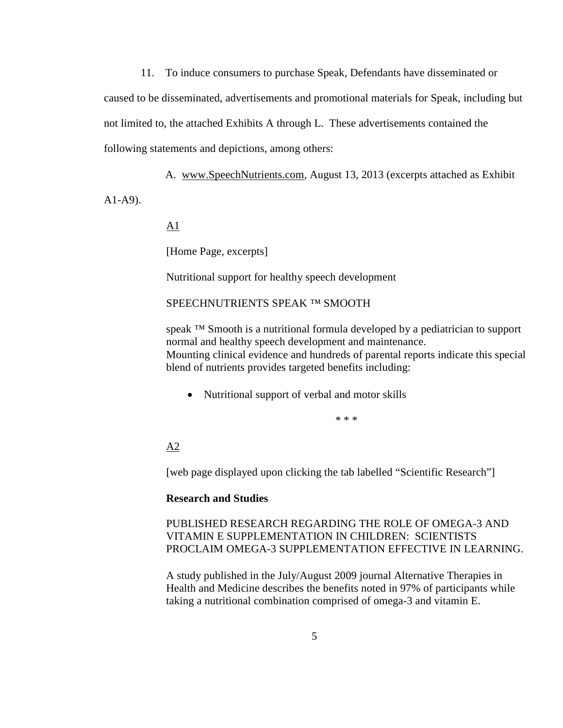11. To induce consumers to purchase Speak, Defendants have disseminated or caused to be disseminated, advertisements and promotional materials for Speak, including but not limited to, the attached Exhibits A through L. These advertisements contained the following statements and depictions, among others:

A. <u>www.SpeechNutrients.com</u>, August 13, 2013 (excerpts attached as Exhibit A1-A9).

<u>A1</u>

[Home Page, excerpts]

Nutritional support for healthy speech development

SPEECHNUTRIENTS SPEAK ™ SMOOTH

speak ™ Smooth is a nutritional formula developed by a pediatrician to support normal and healthy speech development and maintenance.
Mounting clinical evidence and hundreds of parental reports indicate this special blend of nutrients provides targeted benefits including:

- Nutritional support of verbal and motor skills

\* \* \*

<u>A2</u>

[web page displayed upon clicking the tab labelled "Scientific Research"]

**Research and Studies**

PUBLISHED RESEARCH REGARDING THE ROLE OF OMEGA-3 AND VITAMIN E SUPPLEMENTATION IN CHILDREN: SCIENTISTS PROCLAIM OMEGA-3 SUPPLEMENTATION EFFECTIVE IN LEARNING.

A study published in the July/August 2009 journal Alternative Therapies in Health and Medicine describes the benefits noted in 97% of participants while taking a nutritional combination comprised of omega-3 and vitamin E.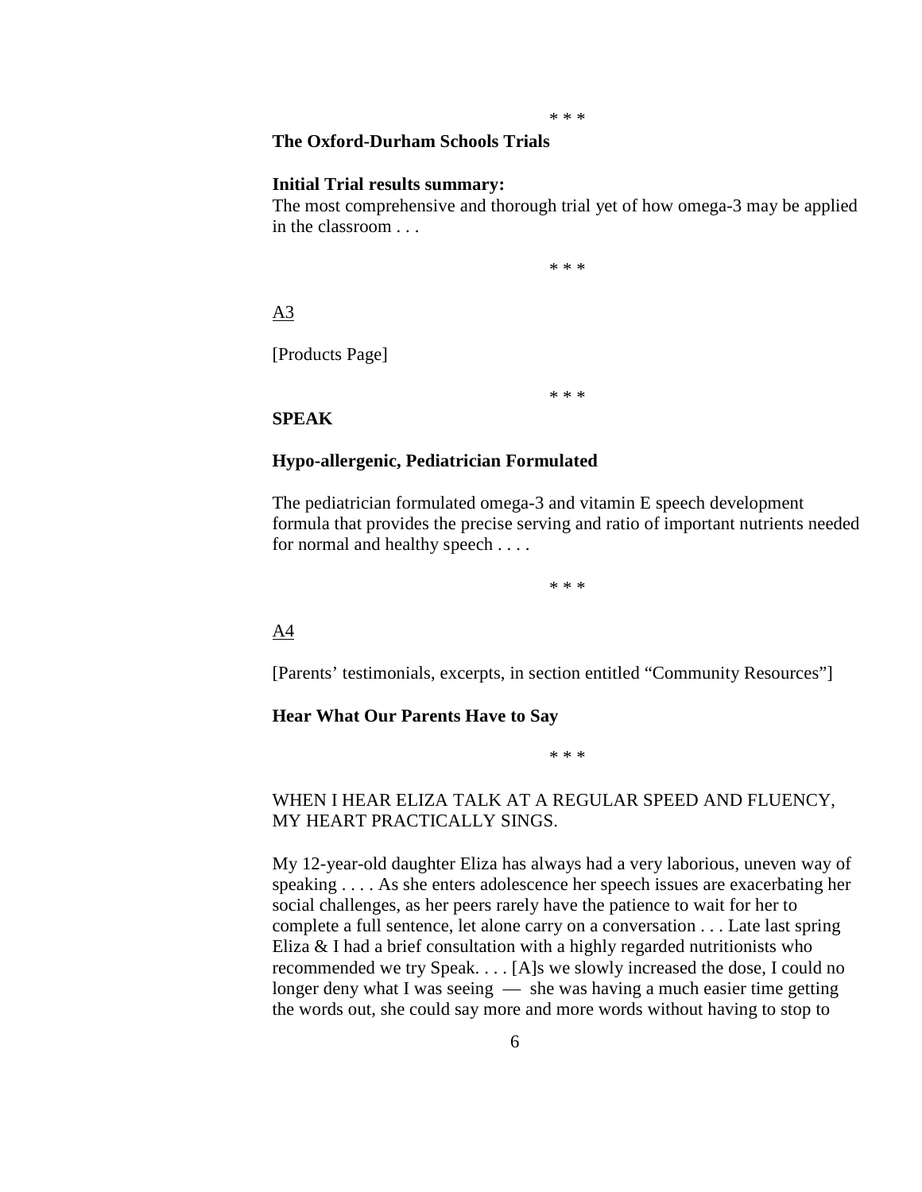\* \* \*

**The Oxford-Durham Schools Trials**

**Initial Trial results summary:**
The most comprehensive and thorough trial yet of how omega-3 may be applied in the classroom . . .

\* \* \*

<u>A3</u>

[Products Page]

\* \* \*

**SPEAK**

**Hypo-allergenic, Pediatrician Formulated**

The pediatrician formulated omega-3 and vitamin E speech development formula that provides the precise serving and ratio of important nutrients needed for normal and healthy speech . . . .

\* \* \*

<u>A4</u>

[Parents' testimonials, excerpts, in section entitled "Community Resources"]

**Hear What Our Parents Have to Say**

\* \* \*

WHEN I HEAR ELIZA TALK AT A REGULAR SPEED AND FLUENCY, MY HEART PRACTICALLY SINGS.

My 12-year-old daughter Eliza has always had a very laborious, uneven way of speaking . . . . As she enters adolescence her speech issues are exacerbating her social challenges, as her peers rarely have the patience to wait for her to complete a full sentence, let alone carry on a conversation . . . Late last spring Eliza & I had a brief consultation with a highly regarded nutritionists who recommended we try Speak. . . . [A]s we slowly increased the dose, I could no longer deny what I was seeing — she was having a much easier time getting the words out, she could say more and more words without having to stop to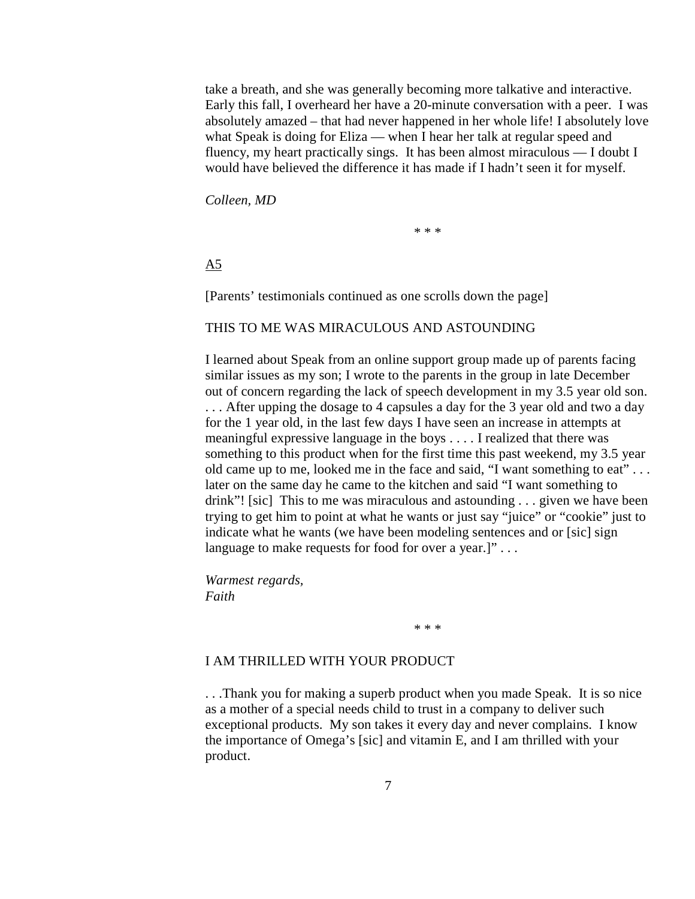take a breath, and she was generally becoming more talkative and interactive. Early this fall, I overheard her have a 20-minute conversation with a peer. I was absolutely amazed – that had never happened in her whole life! I absolutely love what Speak is doing for Eliza — when I hear her talk at regular speed and fluency, my heart practically sings. It has been almost miraculous — I doubt I would have believed the difference it has made if I hadn't seen it for myself.

*Colleen, MD*

\* \* \*

<u>A5</u>

[Parents' testimonials continued as one scrolls down the page]

THIS TO ME WAS MIRACULOUS AND ASTOUNDING

I learned about Speak from an online support group made up of parents facing similar issues as my son; I wrote to the parents in the group in late December out of concern regarding the lack of speech development in my 3.5 year old son. . . . After upping the dosage to 4 capsules a day for the 3 year old and two a day for the 1 year old, in the last few days I have seen an increase in attempts at meaningful expressive language in the boys . . . . I realized that there was something to this product when for the first time this past weekend, my 3.5 year old came up to me, looked me in the face and said, "I want something to eat" . . . later on the same day he came to the kitchen and said "I want something to drink"! [sic] This to me was miraculous and astounding . . . given we have been trying to get him to point at what he wants or just say "juice" or "cookie" just to indicate what he wants (we have been modeling sentences and or [sic] sign language to make requests for food for over a year.]" . . .

*Warmest regards,*
*Faith*

\* \* \*

I AM THRILLED WITH YOUR PRODUCT

. . .Thank you for making a superb product when you made Speak. It is so nice as a mother of a special needs child to trust in a company to deliver such exceptional products. My son takes it every day and never complains. I know the importance of Omega's [sic] and vitamin E, and I am thrilled with your product.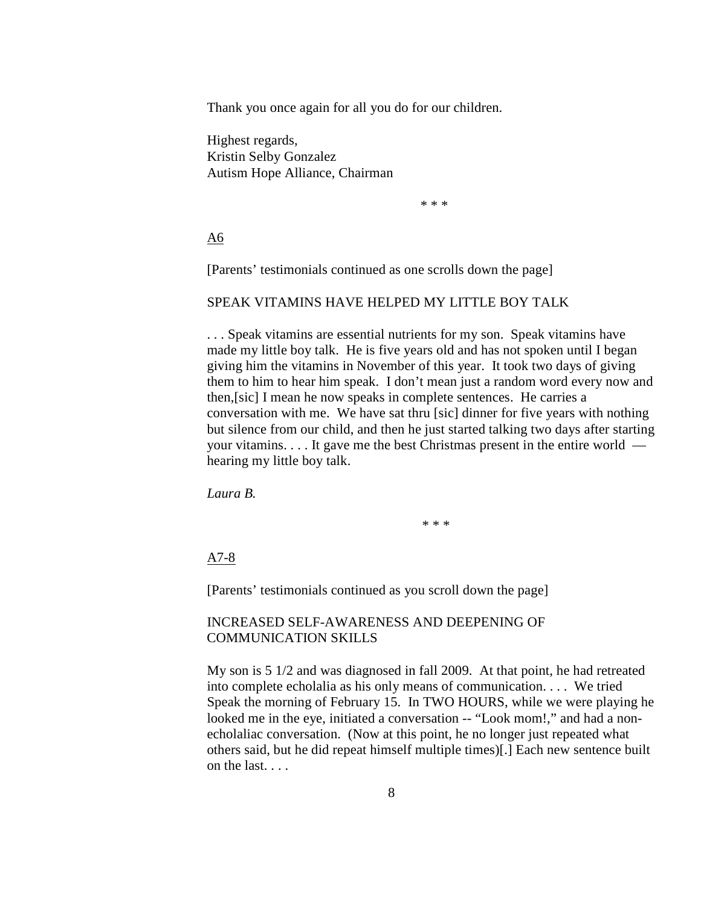Thank you once again for all you do for our children.

Highest regards,
Kristin Selby Gonzalez
Autism Hope Alliance, Chairman

\* \* \*

<u>A6</u>

[Parents' testimonials continued as one scrolls down the page]

SPEAK VITAMINS HAVE HELPED MY LITTLE BOY TALK

. . . Speak vitamins are essential nutrients for my son. Speak vitamins have made my little boy talk. He is five years old and has not spoken until I began giving him the vitamins in November of this year. It took two days of giving them to him to hear him speak. I don't mean just a random word every now and then,[sic] I mean he now speaks in complete sentences. He carries a conversation with me. We have sat thru [sic] dinner for five years with nothing but silence from our child, and then he just started talking two days after starting your vitamins. . . . It gave me the best Christmas present in the entire world — hearing my little boy talk.

*Laura B.*

\* \* \*

<u>A7-8</u>

[Parents' testimonials continued as you scroll down the page]

INCREASED SELF-AWARENESS AND DEEPENING OF COMMUNICATION SKILLS

My son is 5 1/2 and was diagnosed in fall 2009. At that point, he had retreated into complete echolalia as his only means of communication. . . . We tried Speak the morning of February 15. In TWO HOURS, while we were playing he looked me in the eye, initiated a conversation -- "Look mom!," and had a non-echolaliac conversation. (Now at this point, he no longer just repeated what others said, but he did repeat himself multiple times)[.] Each new sentence built on the last. . . .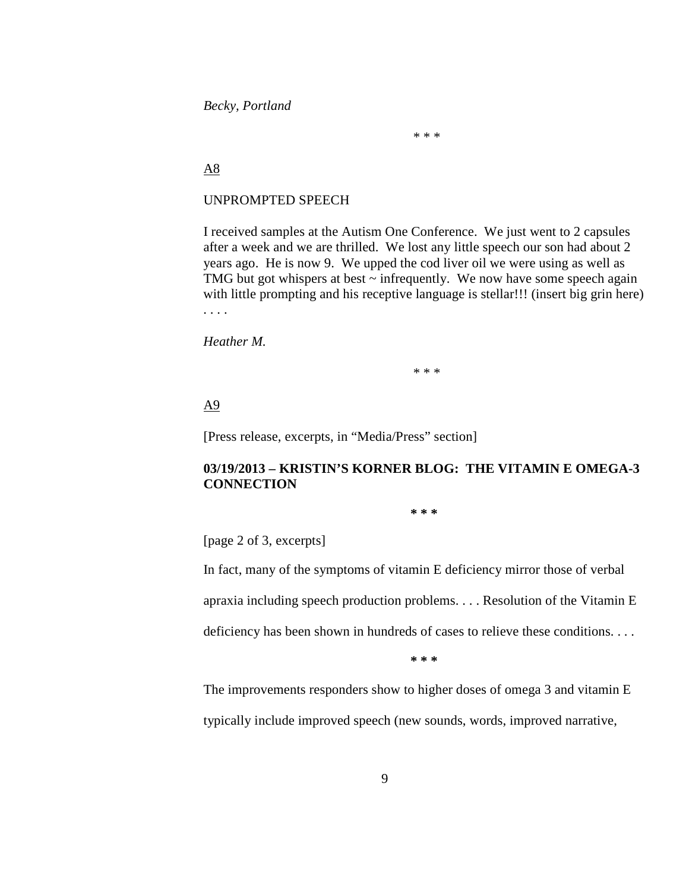*Becky, Portland*

\* \* \*

<u>A8</u>

UNPROMPTED SPEECH

I received samples at the Autism One Conference. We just went to 2 capsules after a week and we are thrilled. We lost any little speech our son had about 2 years ago. He is now 9. We upped the cod liver oil we were using as well as TMG but got whispers at best ~ infrequently. We now have some speech again with little prompting and his receptive language is stellar!!! (insert big grin here) . . . .

*Heather M.*

\* \* \*

<u>A9</u>

[Press release, excerpts, in “Media/Press” section]

**03/19/2013 – KRISTIN’S KORNER BLOG: THE VITAMIN E OMEGA-3 CONNECTION**

**\* \* \***

[page 2 of 3, excerpts]

In fact, many of the symptoms of vitamin E deficiency mirror those of verbal apraxia including speech production problems. . . . Resolution of the Vitamin E deficiency has been shown in hundreds of cases to relieve these conditions. . . .

**\* \* \***

The improvements responders show to higher doses of omega 3 and vitamin E typically include improved speech (new sounds, words, improved narrative,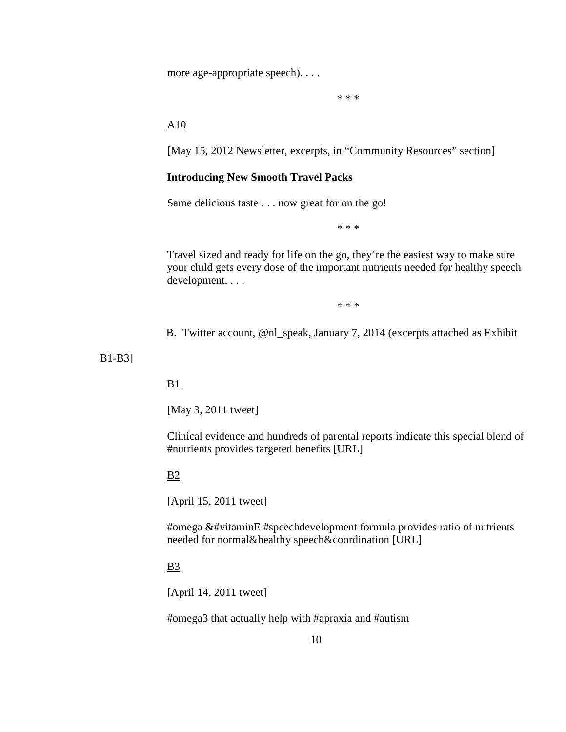more age-appropriate speech). . . .

\* \* \*

A10

[May 15, 2012 Newsletter, excerpts, in "Community Resources" section]

**Introducing New Smooth Travel Packs**

Same delicious taste . . . now great for on the go!

\* \* \*

Travel sized and ready for life on the go, they're the easiest way to make sure your child gets every dose of the important nutrients needed for healthy speech development. . . .

\* \* \*

B. Twitter account, @nl_speak, January 7, 2014 (excerpts attached as Exhibit B1-B3]

B1

[May 3, 2011 tweet]

Clinical evidence and hundreds of parental reports indicate this special blend of #nutrients provides targeted benefits [URL]

B2

[April 15, 2011 tweet]

#omega &#vitaminE #speechdevelopment formula provides ratio of nutrients needed for normal&healthy speech&coordination [URL]

B3

[April 14, 2011 tweet]

#omega3 that actually help with #apraxia and #autism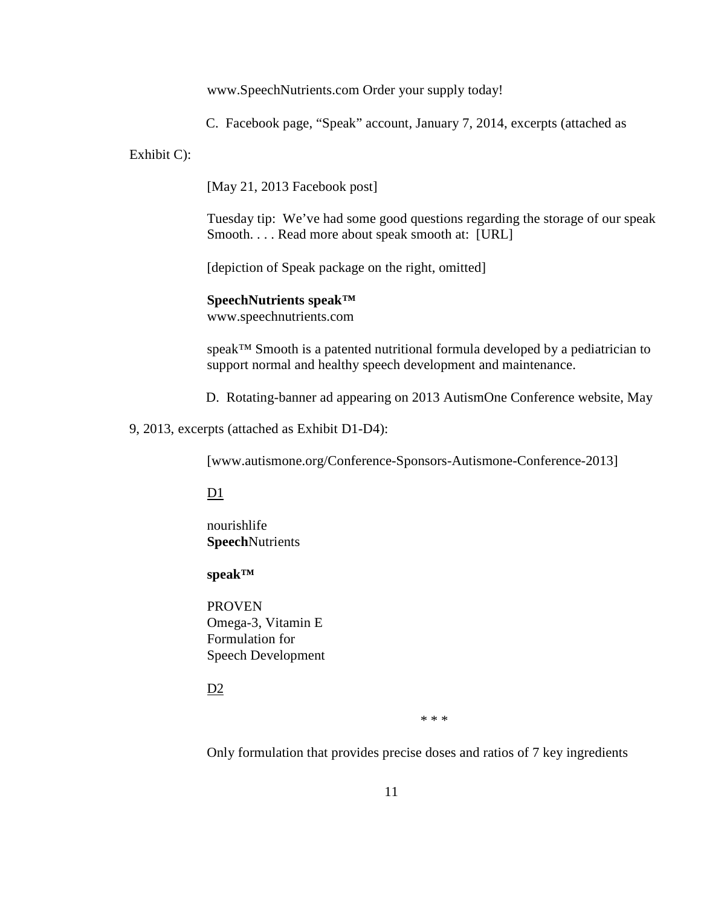www.SpeechNutrients.com Order your supply today!

C. Facebook page, "Speak" account, January 7, 2014, excerpts (attached as Exhibit C):

[May 21, 2013 Facebook post]

Tuesday tip: We've had some good questions regarding the storage of our speak Smooth. . . . Read more about speak smooth at: [URL]

[depiction of Speak package on the right, omitted]

**SpeechNutrients speak™**
www.speechnutrients.com

speak™ Smooth is a patented nutritional formula developed by a pediatrician to support normal and healthy speech development and maintenance.

D. Rotating-banner ad appearing on 2013 AutismOne Conference website, May 9, 2013, excerpts (attached as Exhibit D1-D4):

[www.autismone.org/Conference-Sponsors-Autismone-Conference-2013]

<u>D1</u>

nourishlife
**Speech**Nutrients

**speak™**

PROVEN
Omega-3, Vitamin E
Formulation for
Speech Development

<u>D2</u>

\* \* \*

Only formulation that provides precise doses and ratios of 7 key ingredients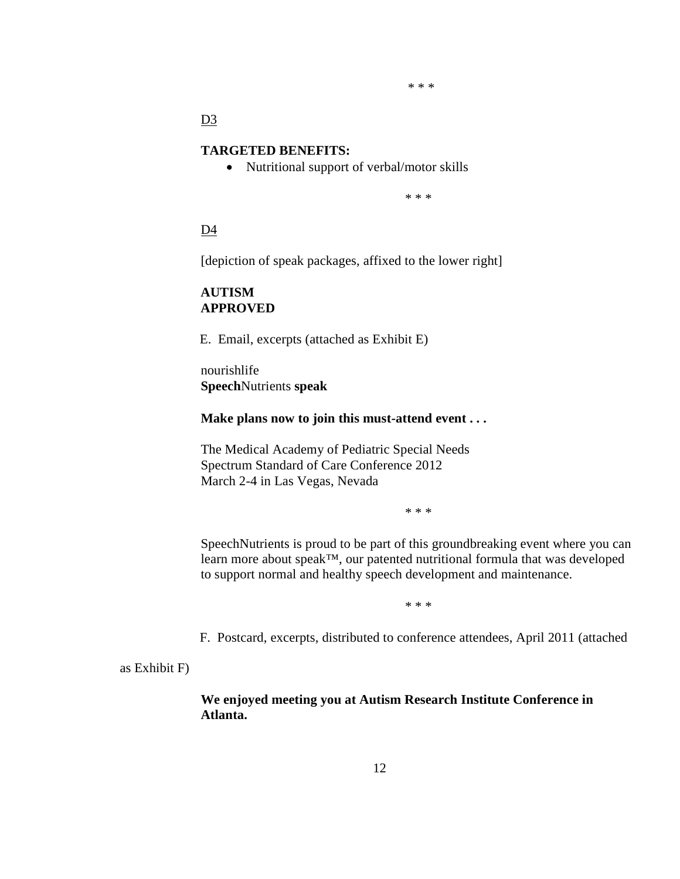* * *

<u>D3</u>

**TARGETED BENEFITS:**

- Nutritional support of verbal/motor skills

* * *

<u>D4</u>

[depiction of speak packages, affixed to the lower right]

**AUTISM**
**APPROVED**

E. Email, excerpts (attached as Exhibit E)

nourishlife
**Speech**Nutrients **speak**

**Make plans now to join this must-attend event . . .**

The Medical Academy of Pediatric Special Needs
Spectrum Standard of Care Conference 2012
March 2-4 in Las Vegas, Nevada

* * *

SpeechNutrients is proud to be part of this groundbreaking event where you can learn more about speak™, our patented nutritional formula that was developed to support normal and healthy speech development and maintenance.

* * *

F. Postcard, excerpts, distributed to conference attendees, April 2011 (attached as Exhibit F)

**We enjoyed meeting you at Autism Research Institute Conference in Atlanta.**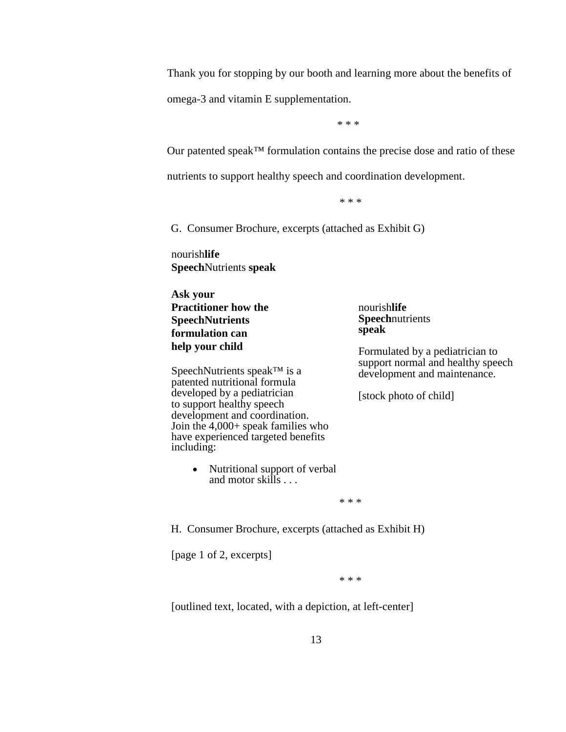Thank you for stopping by our booth and learning more about the benefits of omega-3 and vitamin E supplementation.

\* \* \*

Our patented speak™ formulation contains the precise dose and ratio of these nutrients to support healthy speech and coordination development.

\* \* \*

G. Consumer Brochure, excerpts (attached as Exhibit G)

nourish**life**
**Speech**Nutrients **speak**

**Ask your Practitioner how the SpeechNutrients formulation can help your child**

SpeechNutrients speak™ is a patented nutritional formula developed by a pediatrician to support healthy speech development and coordination. Join the 4,000+ speak families who have experienced targeted benefits including:

- Nutritional support of verbal and motor skills . . .

nourish**life**
**Speech**nutrients
**speak**

Formulated by a pediatrician to support normal and healthy speech development and maintenance.

[stock photo of child]

\* \* \*

H. Consumer Brochure, excerpts (attached as Exhibit H)

[page 1 of 2, excerpts]

\* \* \*

[outlined text, located, with a depiction, at left-center]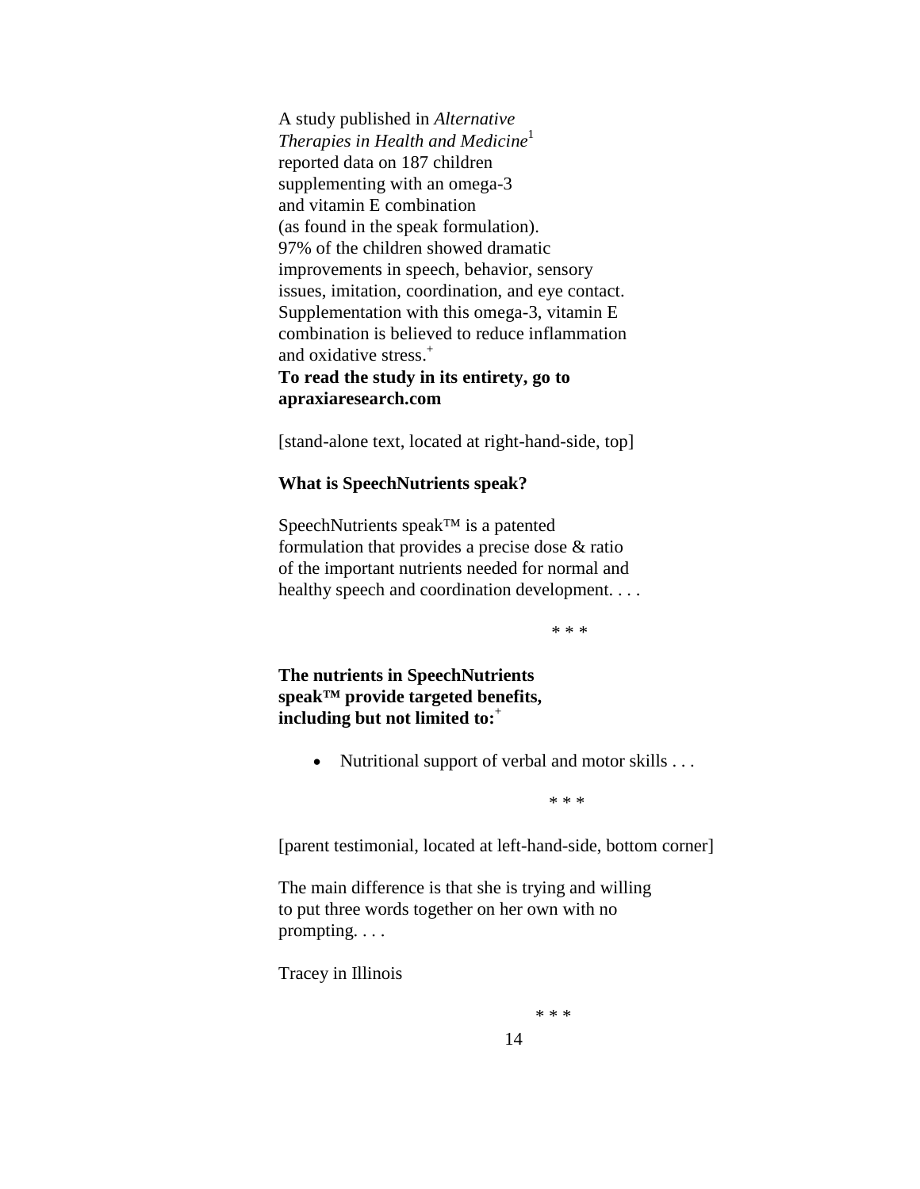A study published in *Alternative Therapies in Health and Medicine*[1] reported data on 187 children supplementing with an omega-3 and vitamin E combination (as found in the speak formulation). 97% of the children showed dramatic improvements in speech, behavior, sensory issues, imitation, coordination, and eye contact. Supplementation with this omega-3, vitamin E combination is believed to reduce inflammation and oxidative stress.[+]

**To read the study in its entirety, go to apraxiaresearch.com**

[stand-alone text, located at right-hand-side, top]

**What is SpeechNutrients speak?**

SpeechNutrients speak™ is a patented formulation that provides a precise dose & ratio of the important nutrients needed for normal and healthy speech and coordination development. . . .

\* \* \*

**The nutrients in SpeechNutrients speak™ provide targeted benefits, including but not limited to:**[+]

- Nutritional support of verbal and motor skills . . .

\* \* \*

[parent testimonial, located at left-hand-side, bottom corner]

The main difference is that she is trying and willing to put three words together on her own with no prompting. . . .

Tracey in Illinois

\* \* \*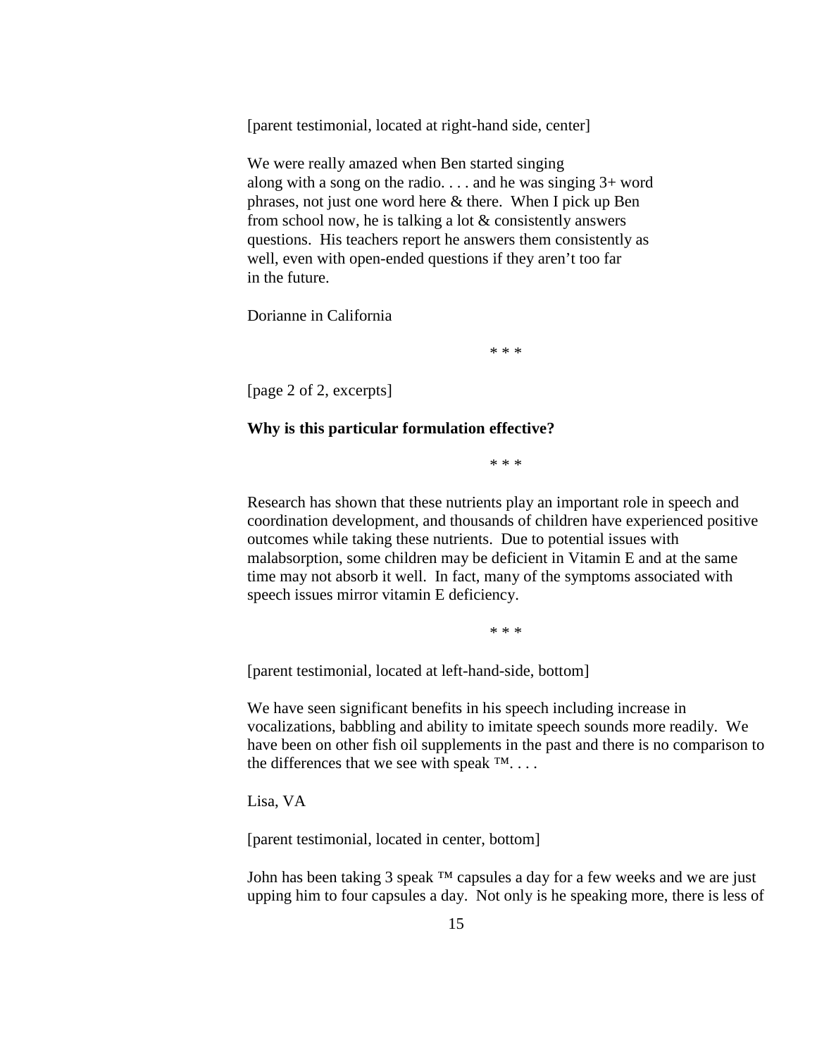[parent testimonial, located at right-hand side, center]

We were really amazed when Ben started singing along with a song on the radio. . . . and he was singing 3+ word phrases, not just one word here & there. When I pick up Ben from school now, he is talking a lot & consistently answers questions. His teachers report he answers them consistently as well, even with open-ended questions if they aren't too far in the future.

Dorianne in California

\* \* \*

[page 2 of 2, excerpts]

**Why is this particular formulation effective?**

\* \* \*

Research has shown that these nutrients play an important role in speech and coordination development, and thousands of children have experienced positive outcomes while taking these nutrients. Due to potential issues with malabsorption, some children may be deficient in Vitamin E and at the same time may not absorb it well. In fact, many of the symptoms associated with speech issues mirror vitamin E deficiency.

\* \* \*

[parent testimonial, located at left-hand-side, bottom]

We have seen significant benefits in his speech including increase in vocalizations, babbling and ability to imitate speech sounds more readily. We have been on other fish oil supplements in the past and there is no comparison to the differences that we see with speak ™. . . .

Lisa, VA

[parent testimonial, located in center, bottom]

John has been taking 3 speak ™ capsules a day for a few weeks and we are just upping him to four capsules a day. Not only is he speaking more, there is less of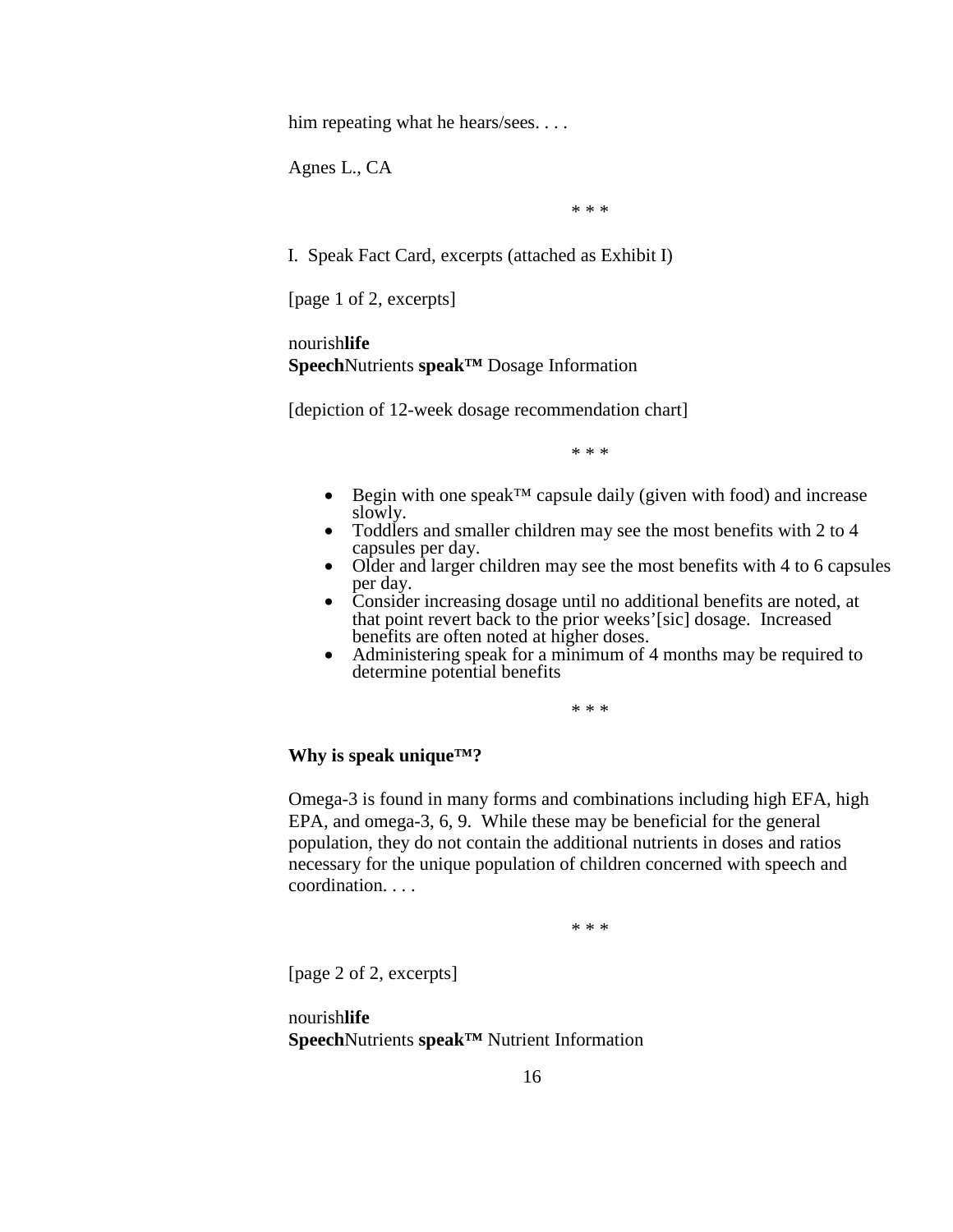him repeating what he hears/sees. . . .

Agnes L., CA

\* \* \*

I. Speak Fact Card, excerpts (attached as Exhibit I)

[page 1 of 2, excerpts]

nourish**life**
**Speech**Nutrients **speak™** Dosage Information

[depiction of 12-week dosage recommendation chart]

\* \* \*

- Begin with one speak™ capsule daily (given with food) and increase slowly.
- Toddlers and smaller children may see the most benefits with 2 to 4 capsules per day.
- Older and larger children may see the most benefits with 4 to 6 capsules per day.
- Consider increasing dosage until no additional benefits are noted, at that point revert back to the prior weeks'[sic] dosage. Increased benefits are often noted at higher doses.
- Administering speak for a minimum of 4 months may be required to determine potential benefits

\* \* \*

**Why is speak unique™?**

Omega-3 is found in many forms and combinations including high EFA, high EPA, and omega-3, 6, 9. While these may be beneficial for the general population, they do not contain the additional nutrients in doses and ratios necessary for the unique population of children concerned with speech and coordination. . . .

\* \* \*

[page 2 of 2, excerpts]

nourish**life**
**Speech**Nutrients **speak™** Nutrient Information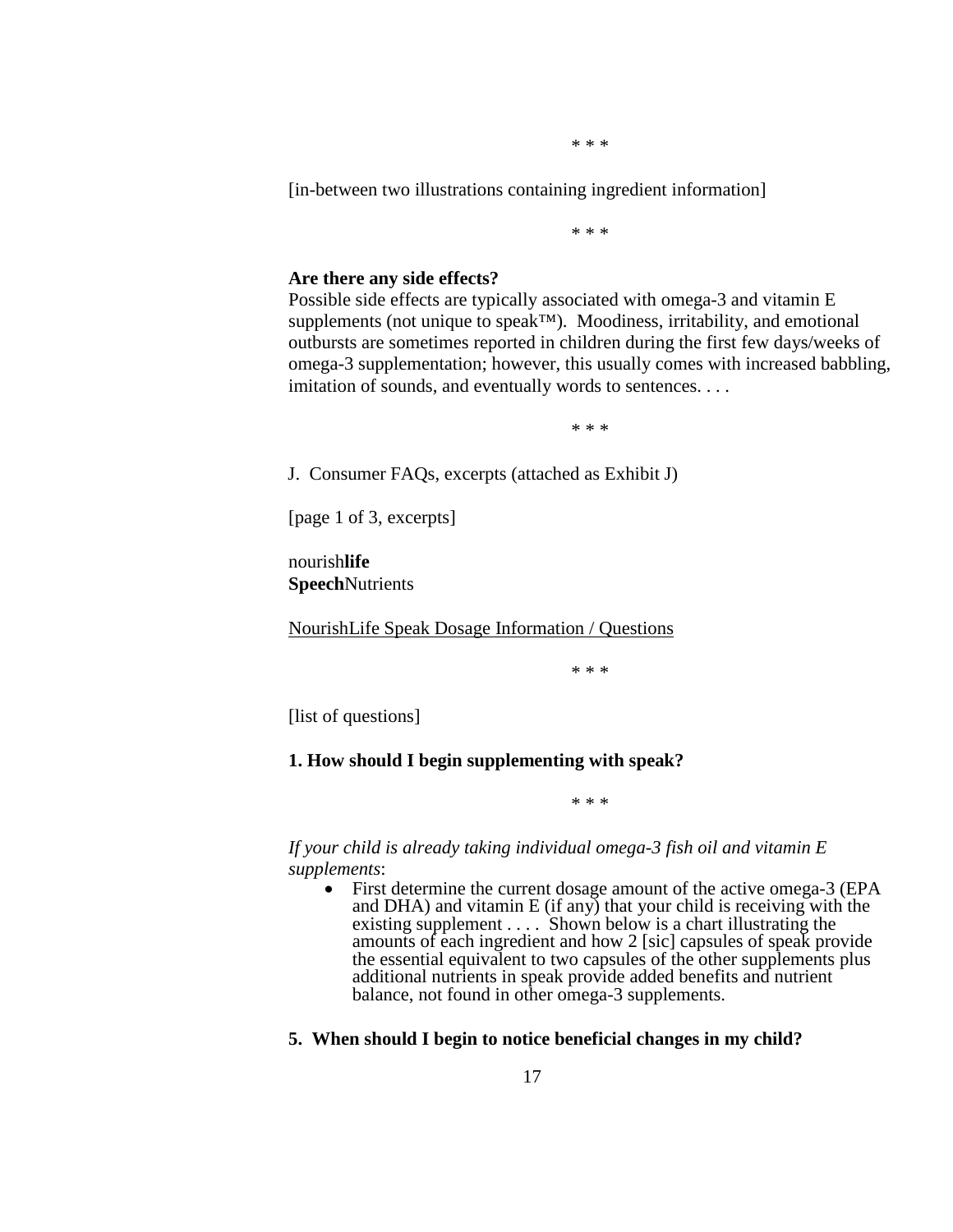\* \* \*

[in-between two illustrations containing ingredient information]

\* \* \*

**Are there any side effects?**
Possible side effects are typically associated with omega-3 and vitamin E supplements (not unique to speak™). Moodiness, irritability, and emotional outbursts are sometimes reported in children during the first few days/weeks of omega-3 supplementation; however, this usually comes with increased babbling, imitation of sounds, and eventually words to sentences. . . .

\* \* \*

J. Consumer FAQs, excerpts (attached as Exhibit J)

[page 1 of 3, excerpts]

nourish**life**
**Speech**Nutrients

<u>NourishLife Speak Dosage Information / Questions</u>

\* \* \*

[list of questions]

**1. How should I begin supplementing with speak?**

\* \* \*

*If your child is already taking individual omega-3 fish oil and vitamin E supplements*:

- First determine the current dosage amount of the active omega-3 (EPA and DHA) and vitamin E (if any) that your child is receiving with the existing supplement . . . . Shown below is a chart illustrating the amounts of each ingredient and how 2 [sic] capsules of speak provide the essential equivalent to two capsules of the other supplements plus additional nutrients in speak provide added benefits and nutrient balance, not found in other omega-3 supplements.

**5. When should I begin to notice beneficial changes in my child?**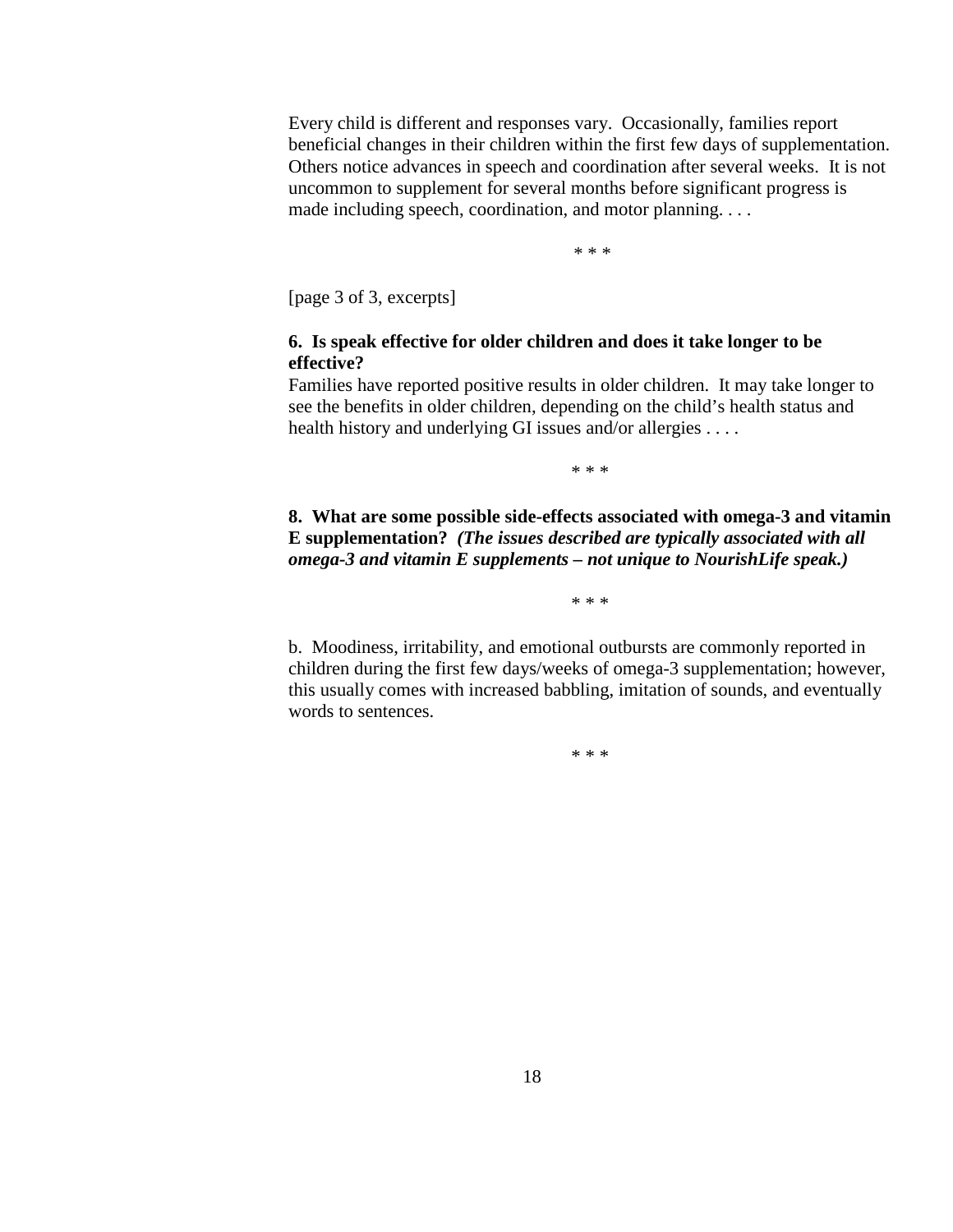Every child is different and responses vary. Occasionally, families report beneficial changes in their children within the first few days of supplementation. Others notice advances in speech and coordination after several weeks. It is not uncommon to supplement for several months before significant progress is made including speech, coordination, and motor planning. . . .

* * *

[page 3 of 3, excerpts]

**6. Is speak effective for older children and does it take longer to be effective?**
Families have reported positive results in older children. It may take longer to see the benefits in older children, depending on the child's health status and health history and underlying GI issues and/or allergies . . . .

* * *

**8. What are some possible side-effects associated with omega-3 and vitamin E supplementation?** ***(The issues described are typically associated with all omega-3 and vitamin E supplements – not unique to NourishLife speak.)***

* * *

b. Moodiness, irritability, and emotional outbursts are commonly reported in children during the first few days/weeks of omega-3 supplementation; however, this usually comes with increased babbling, imitation of sounds, and eventually words to sentences.

* * *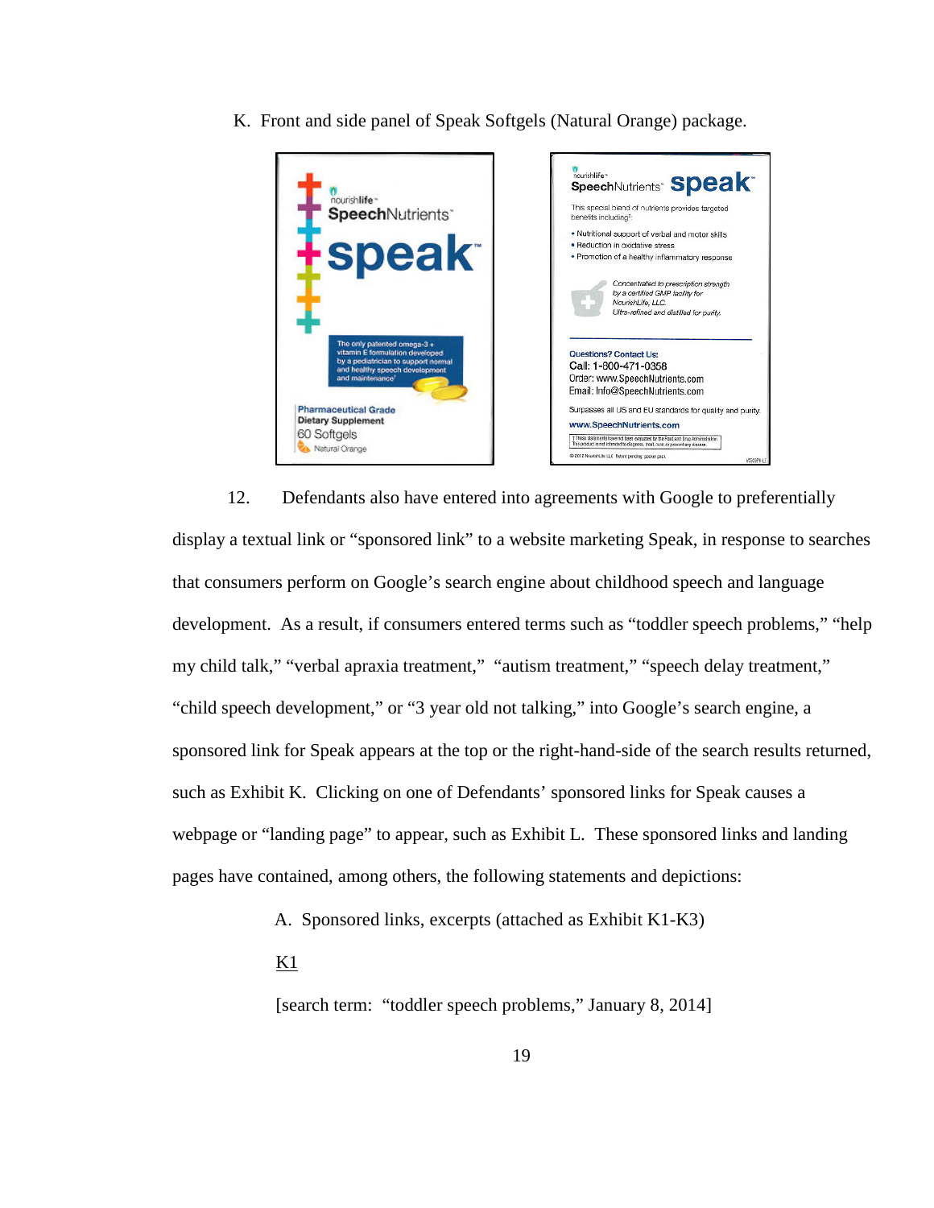K. Front and side panel of Speak Softgels (Natural Orange) package.

12. Defendants also have entered into agreements with Google to preferentially display a textual link or "sponsored link" to a website marketing Speak, in response to searches that consumers perform on Google's search engine about childhood speech and language development. As a result, if consumers entered terms such as "toddler speech problems," "help my child talk," "verbal apraxia treatment," "autism treatment," "speech delay treatment," "child speech development," or "3 year old not talking," into Google's search engine, a sponsored link for Speak appears at the top or the right-hand-side of the search results returned, such as Exhibit K. Clicking on one of Defendants' sponsored links for Speak causes a webpage or "landing page" to appear, such as Exhibit L. These sponsored links and landing pages have contained, among others, the following statements and depictions:

A. Sponsored links, excerpts (attached as Exhibit K1-K3)

<u>K1</u>

[search term: "toddler speech problems," January 8, 2014]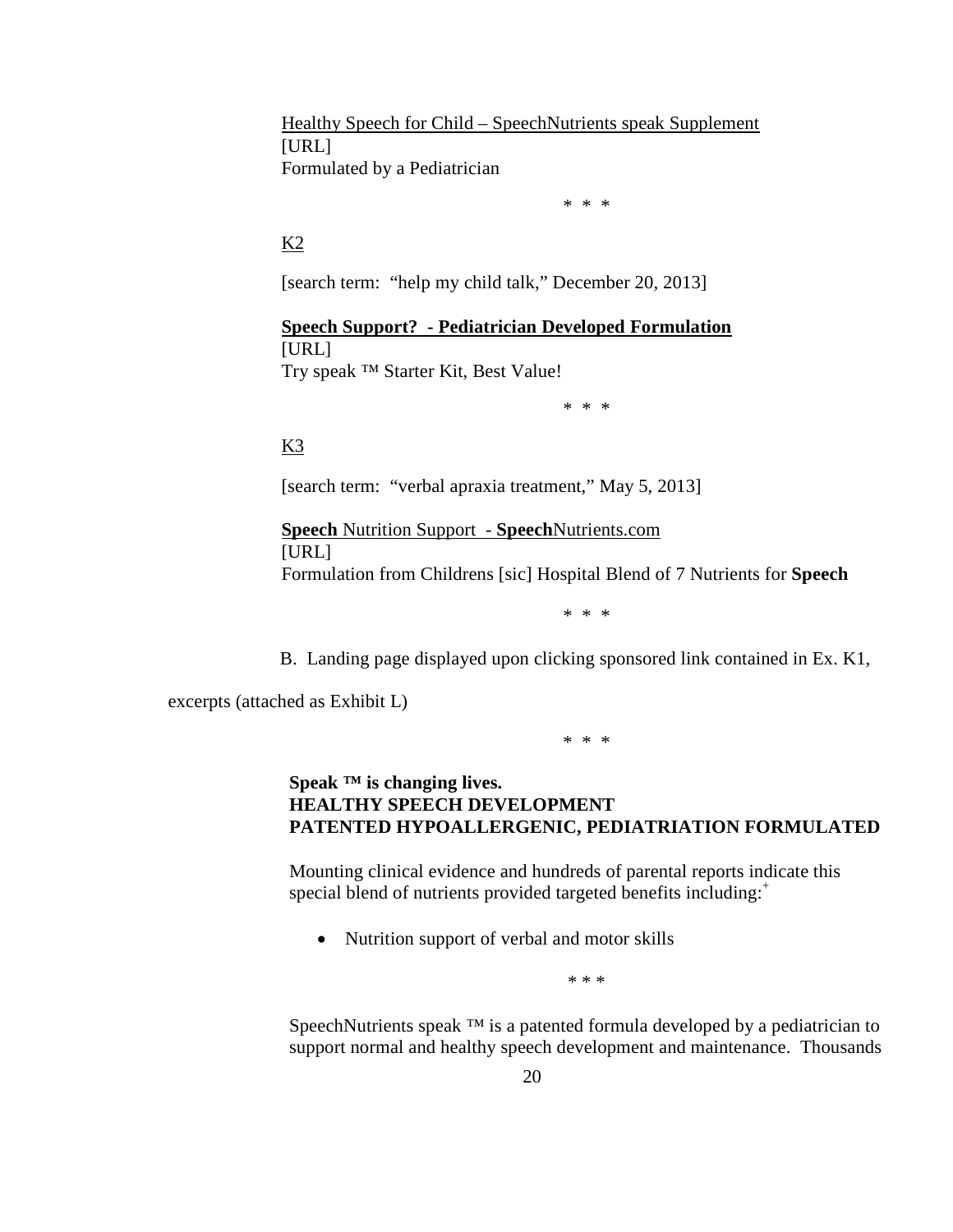Healthy Speech for Child – SpeechNutrients speak Supplement
[URL]
Formulated by a Pediatrician

\* \* \*

K2

[search term: "help my child talk," December 20, 2013]

**Speech Support? - Pediatrician Developed Formulation**
[URL]
Try speak ™ Starter Kit, Best Value!

\* \* \*

K3

[search term: "verbal apraxia treatment," May 5, 2013]

**Speech** Nutrition Support - **Speech**Nutrients.com
[URL]
Formulation from Childrens [sic] Hospital Blend of 7 Nutrients for **Speech**

\* \* \*

B. Landing page displayed upon clicking sponsored link contained in Ex. K1, excerpts (attached as Exhibit L)

\* \* \*

**Speak ™ is changing lives.**
**HEALTHY SPEECH DEVELOPMENT**
**PATENTED HYPOALLERGENIC, PEDIATRIATION FORMULATED**

Mounting clinical evidence and hundreds of parental reports indicate this special blend of nutrients provided targeted benefits including:[+]

- Nutrition support of verbal and motor skills

\* \* \*

SpeechNutrients speak ™ is a patented formula developed by a pediatrician to support normal and healthy speech development and maintenance. Thousands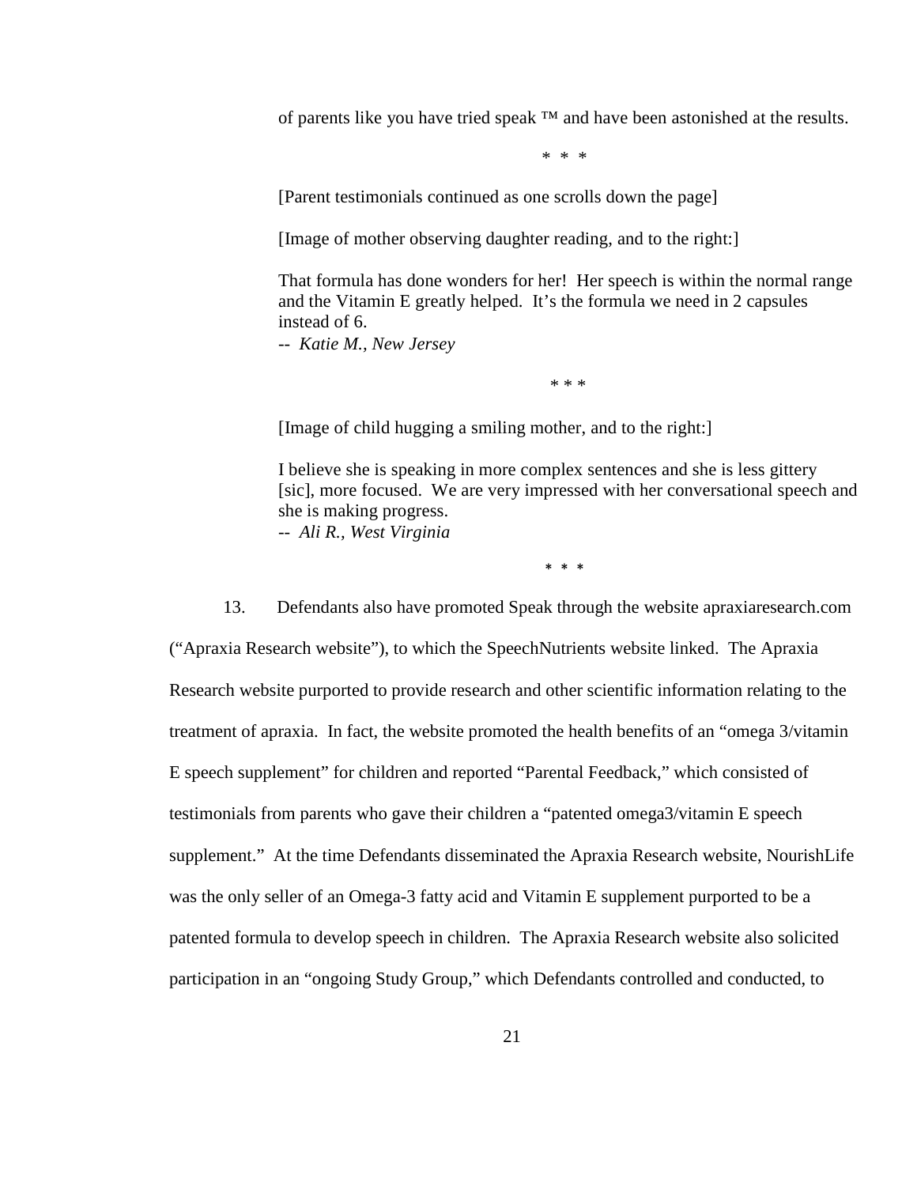of parents like you have tried speak ™ and have been astonished at the results.

\* \* \*

[Parent testimonials continued as one scrolls down the page]

[Image of mother observing daughter reading, and to the right:]

That formula has done wonders for her! Her speech is within the normal range and the Vitamin E greatly helped. It's the formula we need in 2 capsules instead of 6.
-- *Katie M., New Jersey*

\* \* \*

[Image of child hugging a smiling mother, and to the right:]

I believe she is speaking in more complex sentences and she is less gittery [sic], more focused. We are very impressed with her conversational speech and she is making progress.
-- *Ali R., West Virginia*

\* \* \*

13. Defendants also have promoted Speak through the website apraxiaresearch.com ("Apraxia Research website"), to which the SpeechNutrients website linked. The Apraxia Research website purported to provide research and other scientific information relating to the treatment of apraxia. In fact, the website promoted the health benefits of an "omega 3/vitamin E speech supplement" for children and reported "Parental Feedback," which consisted of testimonials from parents who gave their children a "patented omega3/vitamin E speech supplement." At the time Defendants disseminated the Apraxia Research website, NourishLife was the only seller of an Omega-3 fatty acid and Vitamin E supplement purported to be a patented formula to develop speech in children. The Apraxia Research website also solicited participation in an "ongoing Study Group," which Defendants controlled and conducted, to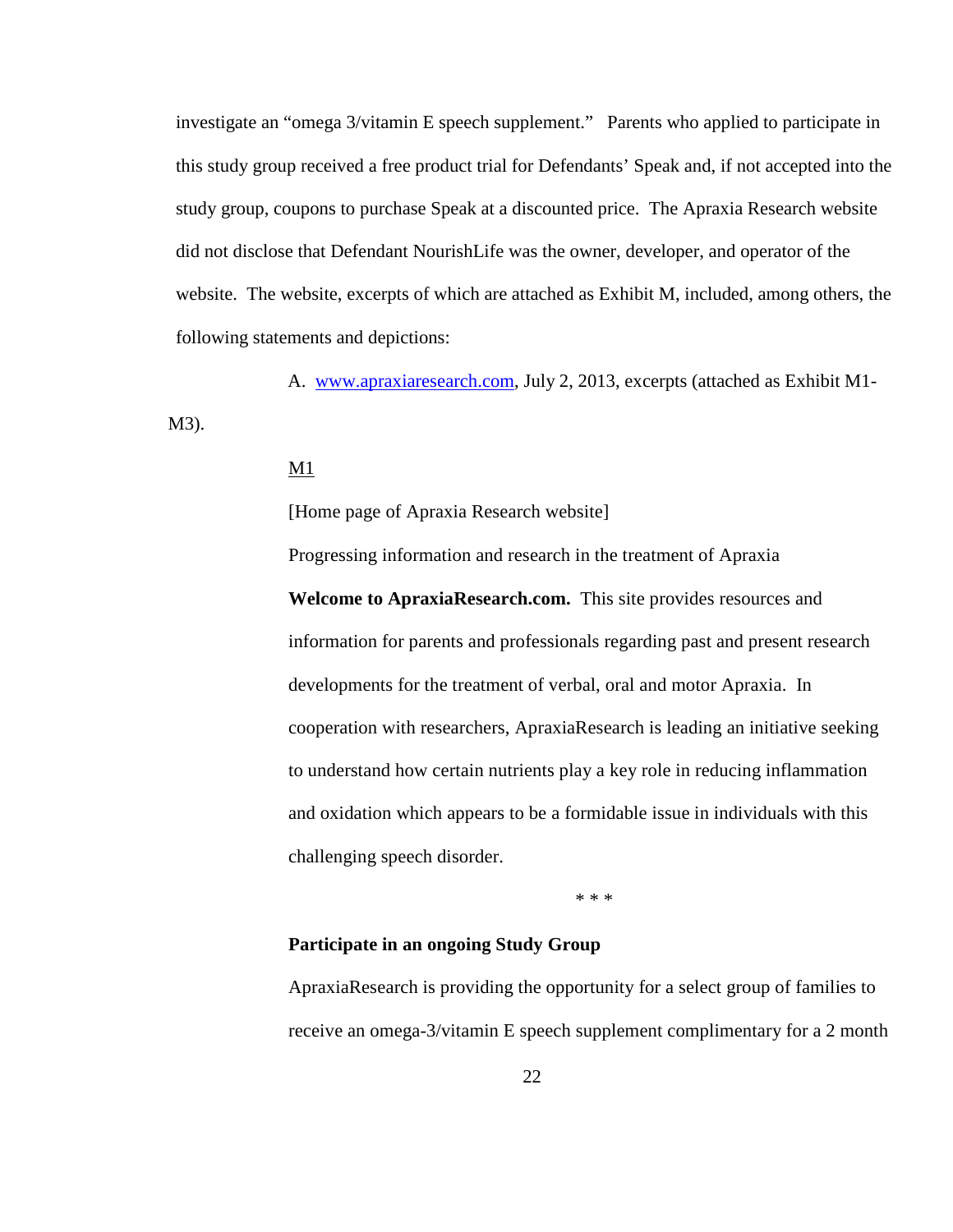investigate an "omega 3/vitamin E speech supplement." Parents who applied to participate in this study group received a free product trial for Defendants' Speak and, if not accepted into the study group, coupons to purchase Speak at a discounted price. The Apraxia Research website did not disclose that Defendant NourishLife was the owner, developer, and operator of the website. The website, excerpts of which are attached as Exhibit M, included, among others, the following statements and depictions:

A. www.apraxiaresearch.com, July 2, 2013, excerpts (attached as Exhibit M1-M3).

<u>M1</u>

[Home page of Apraxia Research website]

Progressing information and research in the treatment of Apraxia

**Welcome to ApraxiaResearch.com.** This site provides resources and information for parents and professionals regarding past and present research developments for the treatment of verbal, oral and motor Apraxia. In cooperation with researchers, ApraxiaResearch is leading an initiative seeking to understand how certain nutrients play a key role in reducing inflammation and oxidation which appears to be a formidable issue in individuals with this challenging speech disorder.

\* \* \*

**Participate in an ongoing Study Group**

ApraxiaResearch is providing the opportunity for a select group of families to receive an omega-3/vitamin E speech supplement complimentary for a 2 month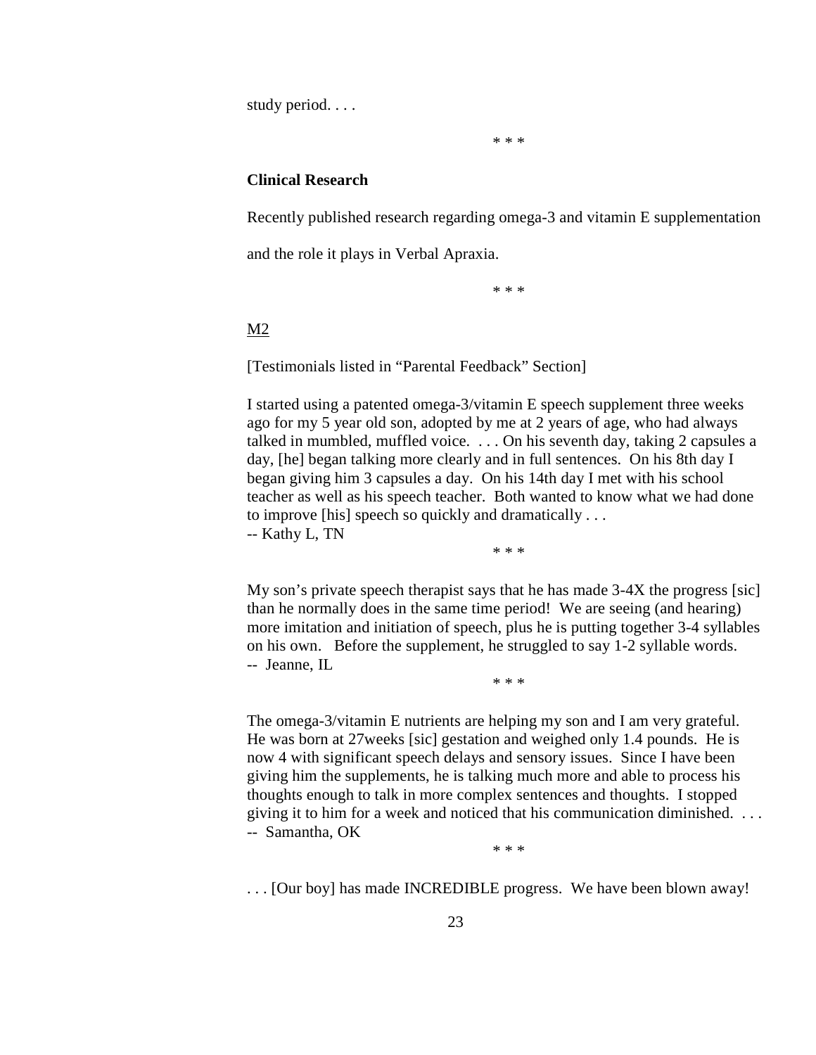study period. . . .

\* \* \*

**Clinical Research**

Recently published research regarding omega-3 and vitamin E supplementation and the role it plays in Verbal Apraxia.

\* \* \*

<u>M2</u>

[Testimonials listed in "Parental Feedback" Section]

> I started using a patented omega-3/vitamin E speech supplement three weeks ago for my 5 year old son, adopted by me at 2 years of age, who had always talked in mumbled, muffled voice. . . . On his seventh day, taking 2 capsules a day, [he] began talking more clearly and in full sentences. On his 8th day I began giving him 3 capsules a day. On his 14th day I met with his school teacher as well as his speech teacher. Both wanted to know what we had done to improve [his] speech so quickly and dramatically . . .
> -- Kathy L, TN

\* \* \*

> My son's private speech therapist says that he has made 3-4X the progress [sic] than he normally does in the same time period! We are seeing (and hearing) more imitation and initiation of speech, plus he is putting together 3-4 syllables on his own. Before the supplement, he struggled to say 1-2 syllable words.
> -- Jeanne, IL

\* \* \*

> The omega-3/vitamin E nutrients are helping my son and I am very grateful. He was born at 27weeks [sic] gestation and weighed only 1.4 pounds. He is now 4 with significant speech delays and sensory issues. Since I have been giving him the supplements, he is talking much more and able to process his thoughts enough to talk in more complex sentences and thoughts. I stopped giving it to him for a week and noticed that his communication diminished. . . .
> -- Samantha, OK

\* \* \*

> . . . [Our boy] has made INCREDIBLE progress. We have been blown away!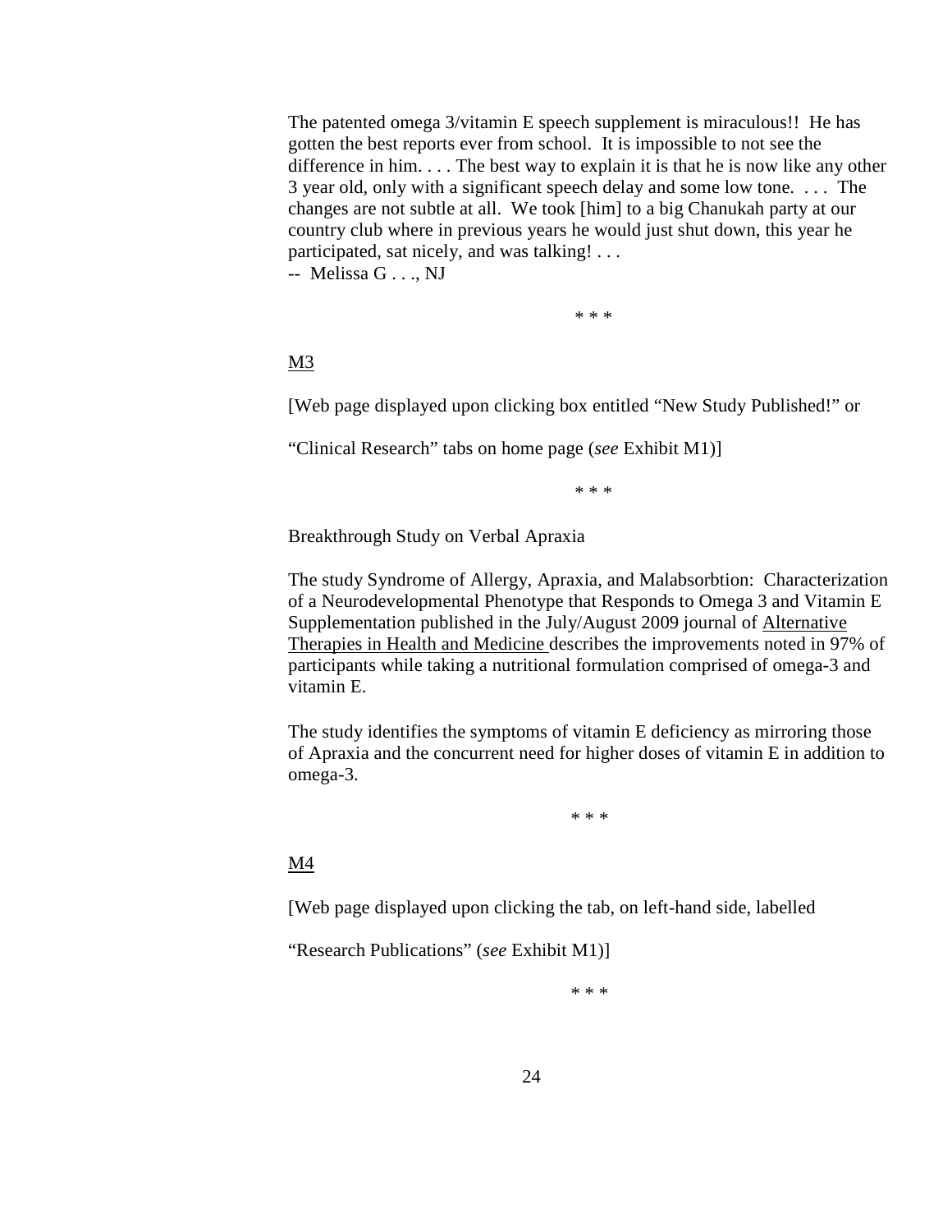The patented omega 3/vitamin E speech supplement is miraculous!! He has gotten the best reports ever from school. It is impossible to not see the difference in him. . . . The best way to explain it is that he is now like any other 3 year old, only with a significant speech delay and some low tone. . . . The changes are not subtle at all. We took [him] to a big Chanukah party at our country club where in previous years he would just shut down, this year he participated, sat nicely, and was talking! . . .
-- Melissa G . . ., NJ

\* \* \*

<u>M3</u>

[Web page displayed upon clicking box entitled "New Study Published!" or

"Clinical Research" tabs on home page (*see* Exhibit M1)]

\* \* \*

Breakthrough Study on Verbal Apraxia

The study Syndrome of Allergy, Apraxia, and Malabsorbtion: Characterization of a Neurodevelopmental Phenotype that Responds to Omega 3 and Vitamin E Supplementation published in the July/August 2009 journal of <u>Alternative Therapies in Health and Medicine</u> describes the improvements noted in 97% of participants while taking a nutritional formulation comprised of omega-3 and vitamin E.

The study identifies the symptoms of vitamin E deficiency as mirroring those of Apraxia and the concurrent need for higher doses of vitamin E in addition to omega-3.

\* \* \*

<u>M4</u>

[Web page displayed upon clicking the tab, on left-hand side, labelled

"Research Publications" (*see* Exhibit M1)]

\* \* \*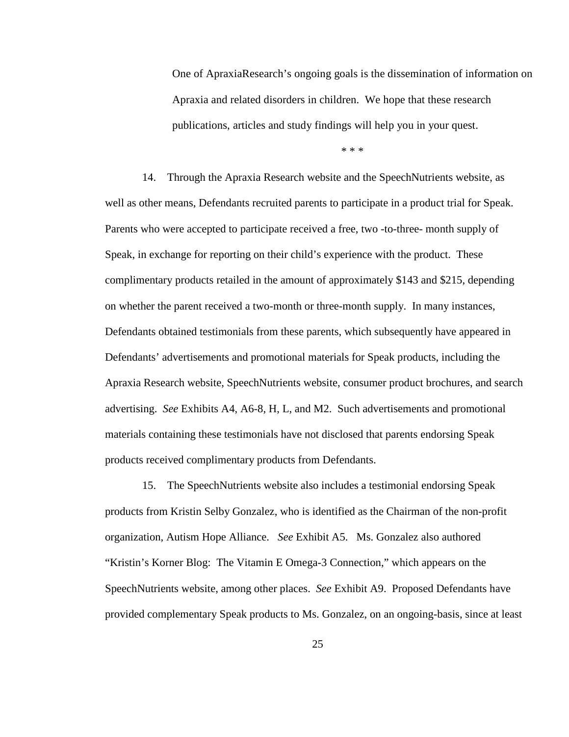> One of ApraxiaResearch's ongoing goals is the dissemination of information on Apraxia and related disorders in children. We hope that these research publications, articles and study findings will help you in your quest.
>
> * * *

14. Through the Apraxia Research website and the SpeechNutrients website, as well as other means, Defendants recruited parents to participate in a product trial for Speak. Parents who were accepted to participate received a free, two -to-three- month supply of Speak, in exchange for reporting on their child's experience with the product. These complimentary products retailed in the amount of approximately $143 and $215, depending on whether the parent received a two-month or three-month supply. In many instances, Defendants obtained testimonials from these parents, which subsequently have appeared in Defendants' advertisements and promotional materials for Speak products, including the Apraxia Research website, SpeechNutrients website, consumer product brochures, and search advertising. *See* Exhibits A4, A6-8, H, L, and M2. Such advertisements and promotional materials containing these testimonials have not disclosed that parents endorsing Speak products received complimentary products from Defendants.

15. The SpeechNutrients website also includes a testimonial endorsing Speak products from Kristin Selby Gonzalez, who is identified as the Chairman of the non-profit organization, Autism Hope Alliance. *See* Exhibit A5. Ms. Gonzalez also authored "Kristin's Korner Blog: The Vitamin E Omega-3 Connection," which appears on the SpeechNutrients website, among other places. *See* Exhibit A9. Proposed Defendants have provided complementary Speak products to Ms. Gonzalez, on an ongoing-basis, since at least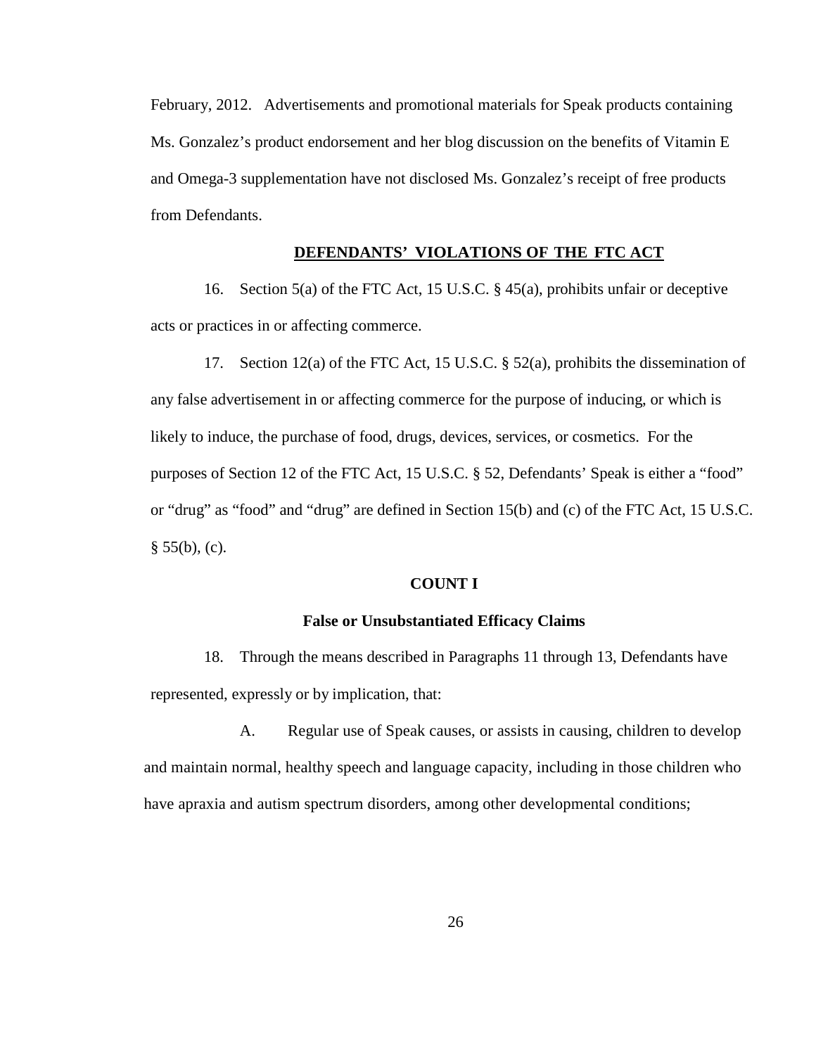February, 2012. Advertisements and promotional materials for Speak products containing Ms. Gonzalez's product endorsement and her blog discussion on the benefits of Vitamin E and Omega-3 supplementation have not disclosed Ms. Gonzalez's receipt of free products from Defendants.

## DEFENDANTS' VIOLATIONS OF THE FTC ACT

16. Section 5(a) of the FTC Act, 15 U.S.C. § 45(a), prohibits unfair or deceptive acts or practices in or affecting commerce.

17. Section 12(a) of the FTC Act, 15 U.S.C. § 52(a), prohibits the dissemination of any false advertisement in or affecting commerce for the purpose of inducing, or which is likely to induce, the purchase of food, drugs, devices, services, or cosmetics. For the purposes of Section 12 of the FTC Act, 15 U.S.C. § 52, Defendants' Speak is either a "food" or "drug" as "food" and "drug" are defined in Section 15(b) and (c) of the FTC Act, 15 U.S.C. § 55(b), (c).

## COUNT I

### False or Unsubstantiated Efficacy Claims

18. Through the means described in Paragraphs 11 through 13, Defendants have represented, expressly or by implication, that:

A. Regular use of Speak causes, or assists in causing, children to develop and maintain normal, healthy speech and language capacity, including in those children who have apraxia and autism spectrum disorders, among other developmental conditions;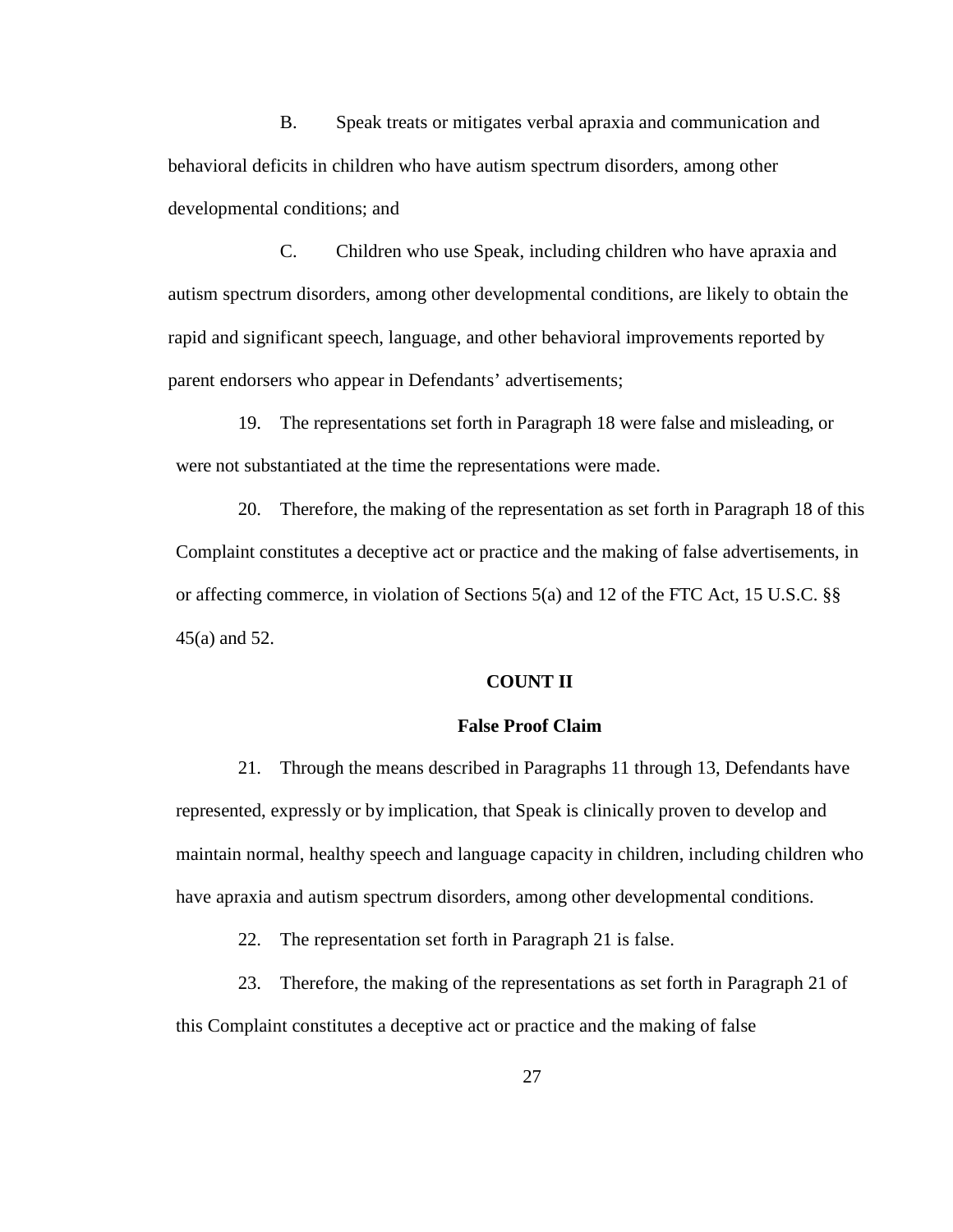B. Speak treats or mitigates verbal apraxia and communication and behavioral deficits in children who have autism spectrum disorders, among other developmental conditions; and

C. Children who use Speak, including children who have apraxia and autism spectrum disorders, among other developmental conditions, are likely to obtain the rapid and significant speech, language, and other behavioral improvements reported by parent endorsers who appear in Defendants' advertisements;

19. The representations set forth in Paragraph 18 were false and misleading, or were not substantiated at the time the representations were made.

20. Therefore, the making of the representation as set forth in Paragraph 18 of this Complaint constitutes a deceptive act or practice and the making of false advertisements, in or affecting commerce, in violation of Sections 5(a) and 12 of the FTC Act, 15 U.S.C. §§ 45(a) and 52.

**COUNT II**

**False Proof Claim**

21. Through the means described in Paragraphs 11 through 13, Defendants have represented, expressly or by implication, that Speak is clinically proven to develop and maintain normal, healthy speech and language capacity in children, including children who have apraxia and autism spectrum disorders, among other developmental conditions.

22. The representation set forth in Paragraph 21 is false.

23. Therefore, the making of the representations as set forth in Paragraph 21 of this Complaint constitutes a deceptive act or practice and the making of false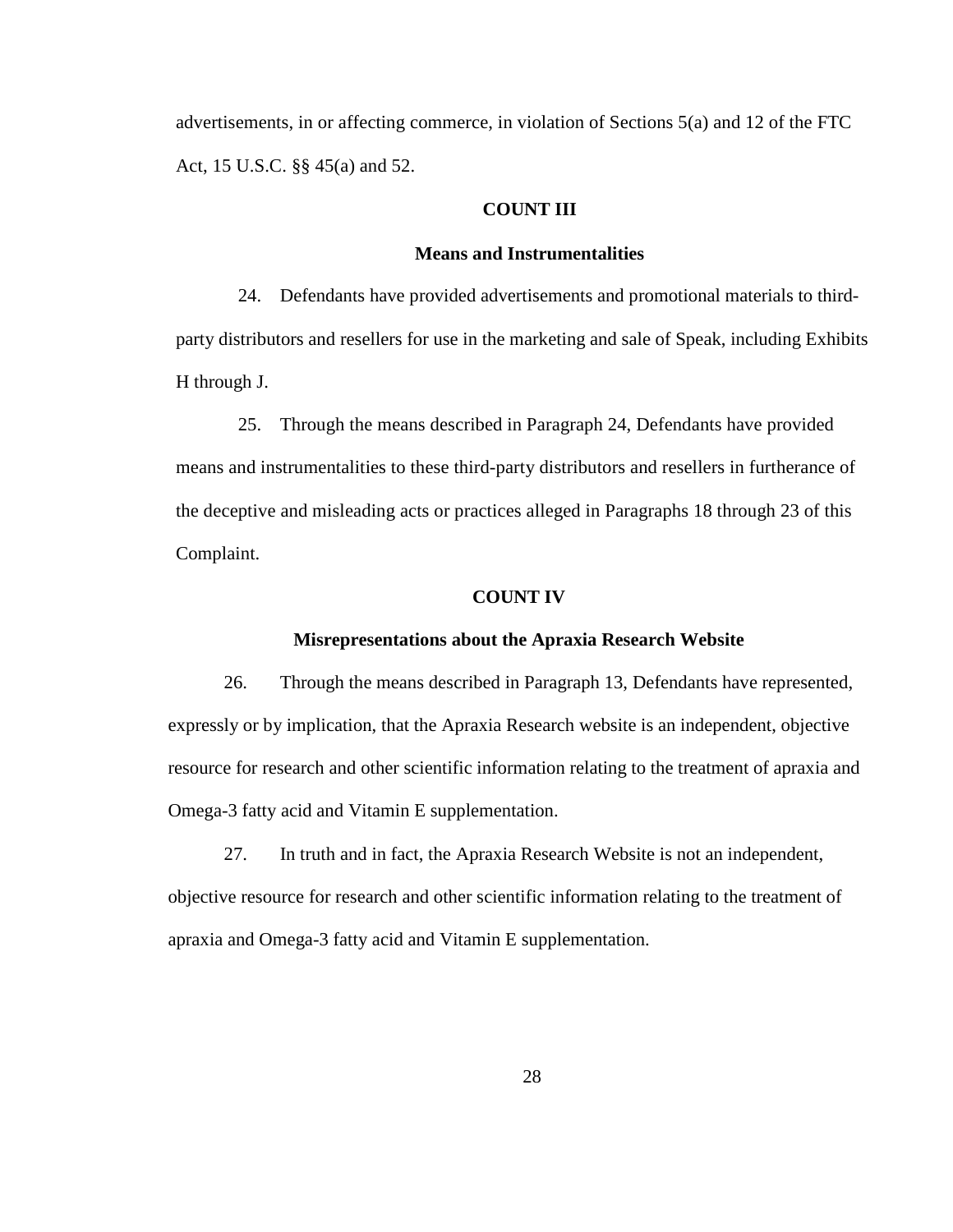advertisements, in or affecting commerce, in violation of Sections 5(a) and 12 of the FTC Act, 15 U.S.C. §§ 45(a) and 52.

**COUNT III**

**Means and Instrumentalities**

24. Defendants have provided advertisements and promotional materials to third-party distributors and resellers for use in the marketing and sale of Speak, including Exhibits H through J.

25. Through the means described in Paragraph 24, Defendants have provided means and instrumentalities to these third-party distributors and resellers in furtherance of the deceptive and misleading acts or practices alleged in Paragraphs 18 through 23 of this Complaint.

**COUNT IV**

**Misrepresentations about the Apraxia Research Website**

26. Through the means described in Paragraph 13, Defendants have represented, expressly or by implication, that the Apraxia Research website is an independent, objective resource for research and other scientific information relating to the treatment of apraxia and Omega-3 fatty acid and Vitamin E supplementation.

27. In truth and in fact, the Apraxia Research Website is not an independent, objective resource for research and other scientific information relating to the treatment of apraxia and Omega-3 fatty acid and Vitamin E supplementation.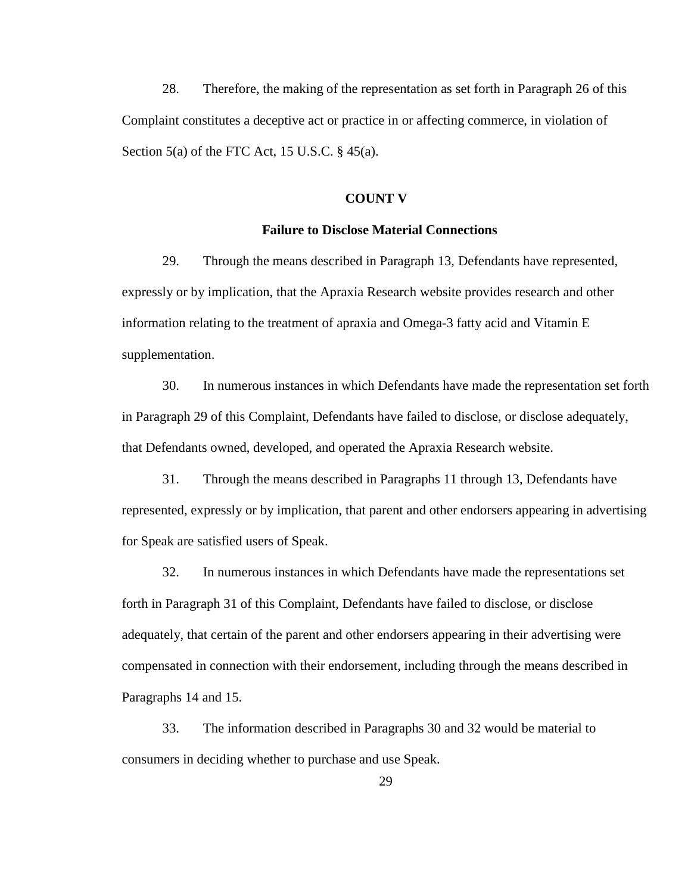28. Therefore, the making of the representation as set forth in Paragraph 26 of this Complaint constitutes a deceptive act or practice in or affecting commerce, in violation of Section 5(a) of the FTC Act, 15 U.S.C. § 45(a).

**COUNT V**

**Failure to Disclose Material Connections**

29. Through the means described in Paragraph 13, Defendants have represented, expressly or by implication, that the Apraxia Research website provides research and other information relating to the treatment of apraxia and Omega-3 fatty acid and Vitamin E supplementation.

30. In numerous instances in which Defendants have made the representation set forth in Paragraph 29 of this Complaint, Defendants have failed to disclose, or disclose adequately, that Defendants owned, developed, and operated the Apraxia Research website.

31. Through the means described in Paragraphs 11 through 13, Defendants have represented, expressly or by implication, that parent and other endorsers appearing in advertising for Speak are satisfied users of Speak.

32. In numerous instances in which Defendants have made the representations set forth in Paragraph 31 of this Complaint, Defendants have failed to disclose, or disclose adequately, that certain of the parent and other endorsers appearing in their advertising were compensated in connection with their endorsement, including through the means described in Paragraphs 14 and 15.

33. The information described in Paragraphs 30 and 32 would be material to consumers in deciding whether to purchase and use Speak.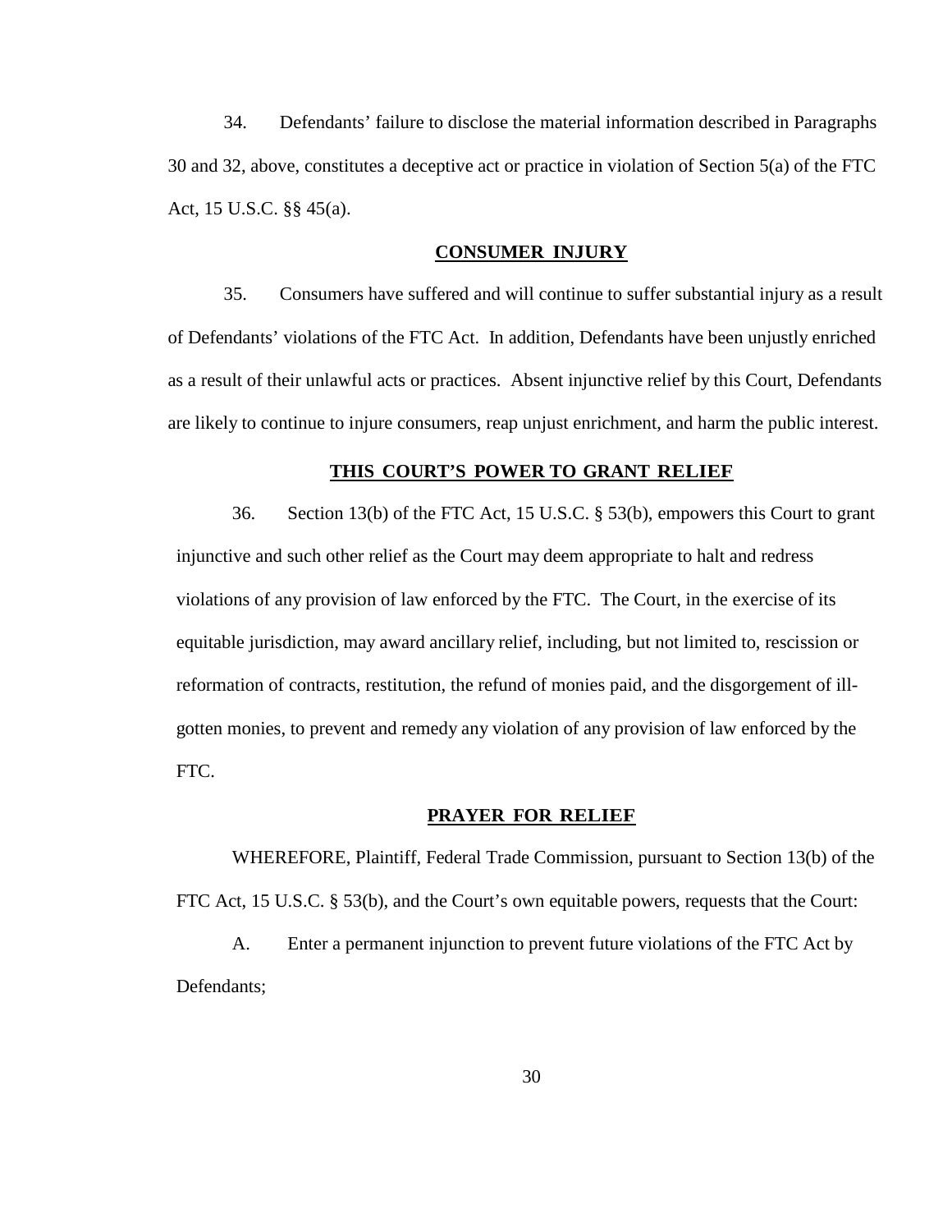34. Defendants' failure to disclose the material information described in Paragraphs 30 and 32, above, constitutes a deceptive act or practice in violation of Section 5(a) of the FTC Act, 15 U.S.C. §§ 45(a).

## CONSUMER INJURY

35. Consumers have suffered and will continue to suffer substantial injury as a result of Defendants' violations of the FTC Act. In addition, Defendants have been unjustly enriched as a result of their unlawful acts or practices. Absent injunctive relief by this Court, Defendants are likely to continue to injure consumers, reap unjust enrichment, and harm the public interest.

## THIS COURT'S POWER TO GRANT RELIEF

36. Section 13(b) of the FTC Act, 15 U.S.C. § 53(b), empowers this Court to grant injunctive and such other relief as the Court may deem appropriate to halt and redress violations of any provision of law enforced by the FTC. The Court, in the exercise of its equitable jurisdiction, may award ancillary relief, including, but not limited to, rescission or reformation of contracts, restitution, the refund of monies paid, and the disgorgement of ill-gotten monies, to prevent and remedy any violation of any provision of law enforced by the FTC.

## PRAYER FOR RELIEF

WHEREFORE, Plaintiff, Federal Trade Commission, pursuant to Section 13(b) of the FTC Act, 15 U.S.C. § 53(b), and the Court's own equitable powers, requests that the Court:

A. Enter a permanent injunction to prevent future violations of the FTC Act by Defendants;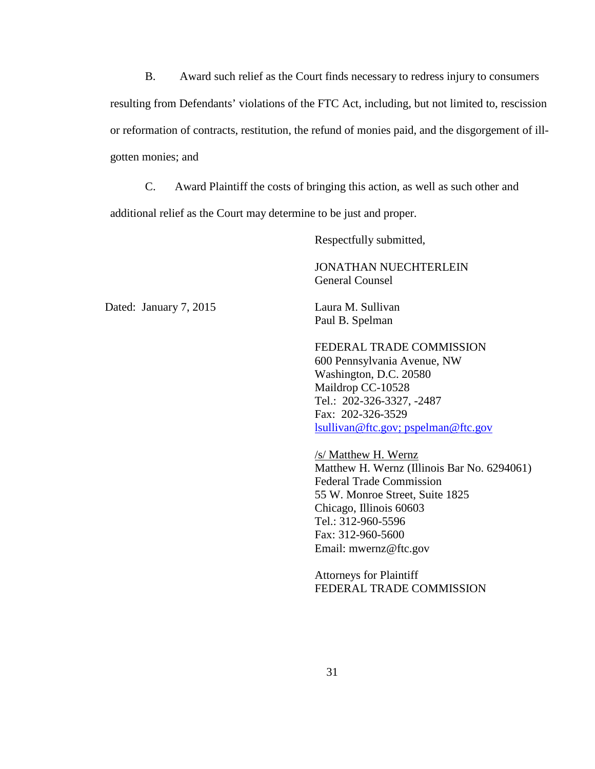B. Award such relief as the Court finds necessary to redress injury to consumers resulting from Defendants' violations of the FTC Act, including, but not limited to, rescission or reformation of contracts, restitution, the refund of monies paid, and the disgorgement of ill-gotten monies; and

C. Award Plaintiff the costs of bringing this action, as well as such other and additional relief as the Court may determine to be just and proper.

Respectfully submitted,

JONATHAN NUECHTERLEIN
General Counsel

Dated: January 7, 2015

Laura M. Sullivan
Paul B. Spelman

FEDERAL TRADE COMMISSION
600 Pennsylvania Avenue, NW
Washington, D.C. 20580
Maildrop CC-10528
Tel.: 202-326-3327, -2487
Fax: 202-326-3529
lsullivan@ftc.gov; pspelman@ftc.gov

/s/ Matthew H. Wernz
Matthew H. Wernz (Illinois Bar No. 6294061)
Federal Trade Commission
55 W. Monroe Street, Suite 1825
Chicago, Illinois 60603
Tel.: 312-960-5596
Fax: 312-960-5600
Email: mwernz@ftc.gov

Attorneys for Plaintiff
FEDERAL TRADE COMMISSION